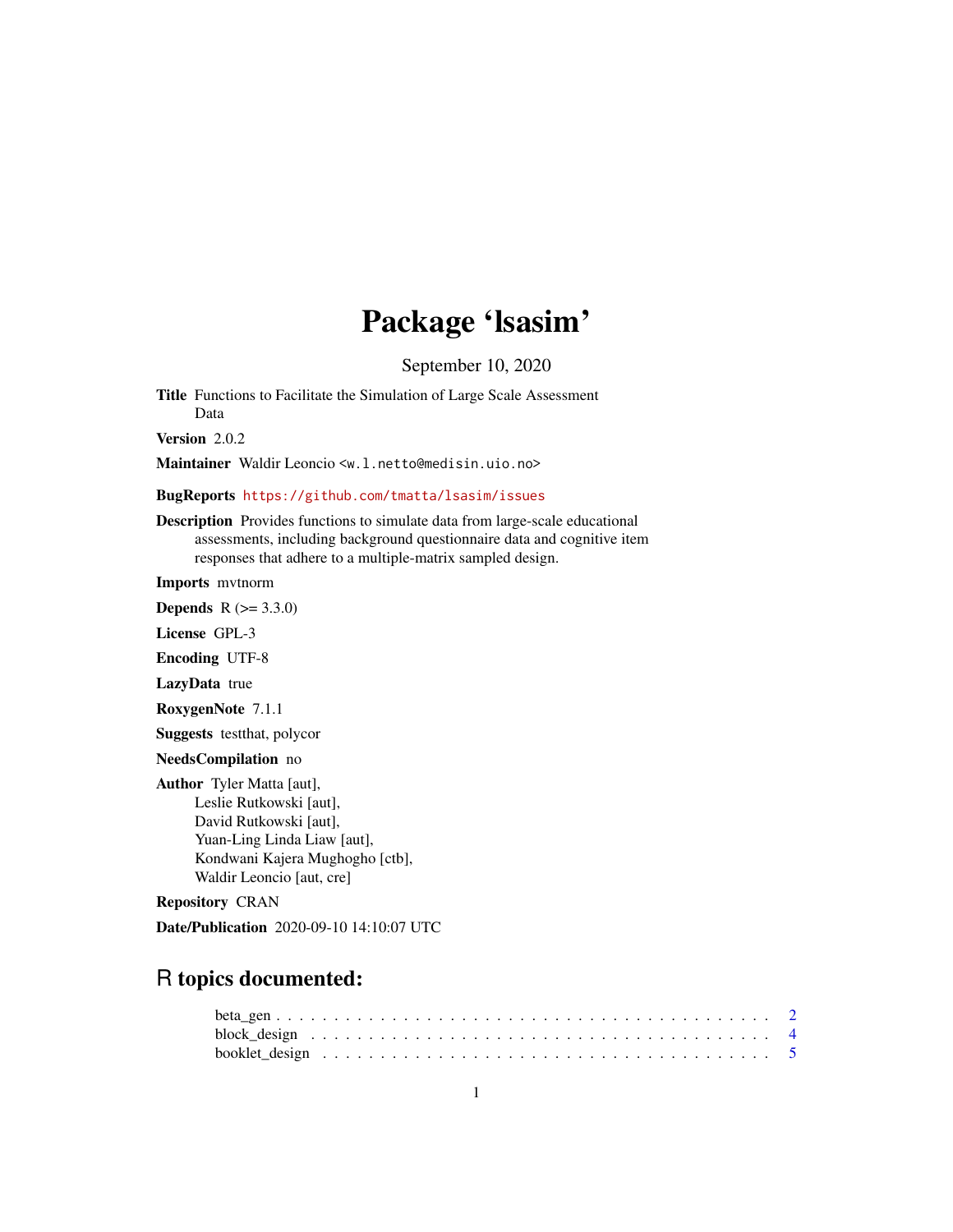# Package 'lsasim'

September 10, 2020

**Title** Functions to Facilitate the Simulation of Large Scale Assessment Data

**Version** 2.0.2

**Maintainer** Waldir Leoncio <w.l.netto@medisin.uio.no>

**BugReports** https://github.com/tmatta/lsasim/issues

**Description** Provides functions to simulate data from large-scale educational assessments, including background questionnaire data and cognitive item responses that adhere to a multiple-matrix sampled design.

**Imports** mvtnorm

**Depends** R (>= 3.3.0)

**License** GPL-3

**Encoding** UTF-8

**LazyData** true

**RoxygenNote** 7.1.1

**Suggests** testthat, polycor

**NeedsCompilation** no

**Author** Tyler Matta [aut],
Leslie Rutkowski [aut],
David Rutkowski [aut],
Yuan-Ling Linda Liaw [aut],
Kondwani Kajera Mughogho [ctb],
Waldir Leoncio [aut, cre]

**Repository** CRAN

**Date/Publication** 2020-09-10 14:10:07 UTC

## R topics documented:

beta_gen . . . . . . . . . . . . . . . . . . . . . . . . . . . . . . . . . . . . . . . . . . 2
block_design . . . . . . . . . . . . . . . . . . . . . . . . . . . . . . . . . . . . . . . . 4
booklet_design . . . . . . . . . . . . . . . . . . . . . . . . . . . . . . . . . . . . . . . 5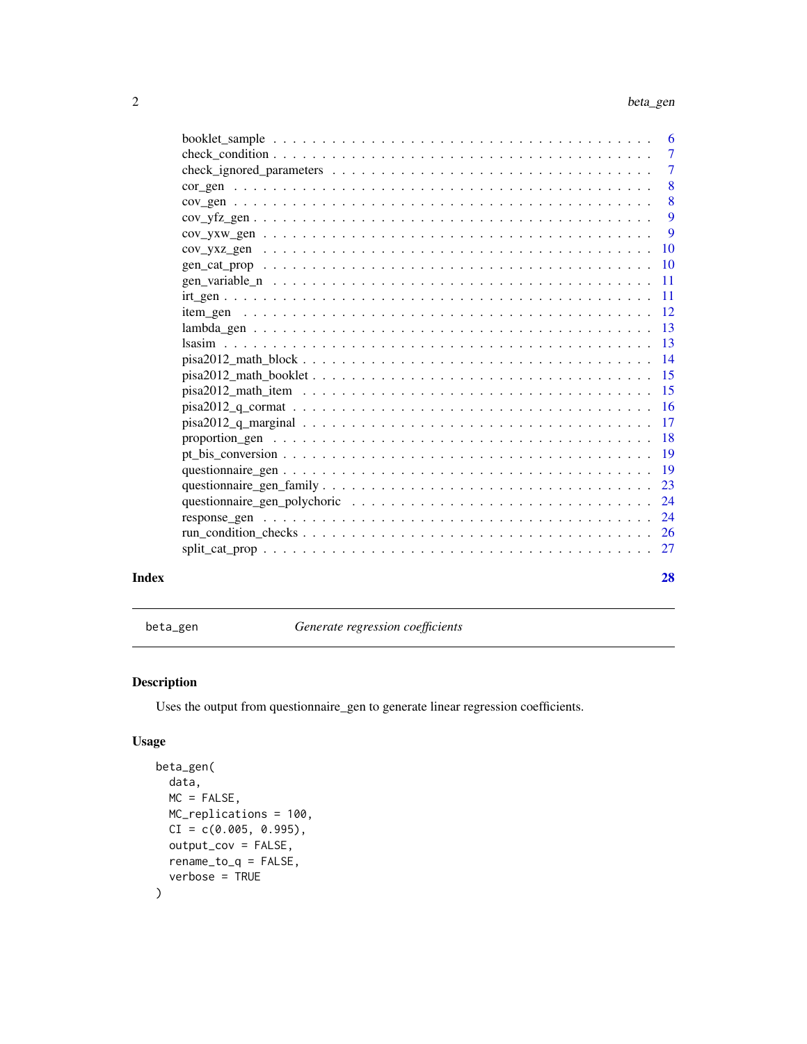booklet_sample . . . . . . . . . . . . . . . . . . . . . . . . . . . . . . . . . . . 6
check_condition . . . . . . . . . . . . . . . . . . . . . . . . . . . . . . . . . . . 7
check_ignored_parameters . . . . . . . . . . . . . . . . . . . . . . . . . . . . . . 7
cor_gen . . . . . . . . . . . . . . . . . . . . . . . . . . . . . . . . . . . . . . . 8
cov_gen . . . . . . . . . . . . . . . . . . . . . . . . . . . . . . . . . . . . . . . 8
cov_yfz_gen . . . . . . . . . . . . . . . . . . . . . . . . . . . . . . . . . . . . . 9
cov_yxw_gen . . . . . . . . . . . . . . . . . . . . . . . . . . . . . . . . . . . . . 9
cov_yxz_gen . . . . . . . . . . . . . . . . . . . . . . . . . . . . . . . . . . . . . 10
gen_cat_prop . . . . . . . . . . . . . . . . . . . . . . . . . . . . . . . . . . . . 10
gen_variable_n . . . . . . . . . . . . . . . . . . . . . . . . . . . . . . . . . . . 11
irt_gen . . . . . . . . . . . . . . . . . . . . . . . . . . . . . . . . . . . . . . . 11
item_gen . . . . . . . . . . . . . . . . . . . . . . . . . . . . . . . . . . . . . . 12
lambda_gen . . . . . . . . . . . . . . . . . . . . . . . . . . . . . . . . . . . . . 13
lsasim . . . . . . . . . . . . . . . . . . . . . . . . . . . . . . . . . . . . . . . 13
pisa2012_math_block . . . . . . . . . . . . . . . . . . . . . . . . . . . . . . . . 14
pisa2012_math_booklet . . . . . . . . . . . . . . . . . . . . . . . . . . . . . . . 15
pisa2012_math_item . . . . . . . . . . . . . . . . . . . . . . . . . . . . . . . . . 15
pisa2012_q_cormat . . . . . . . . . . . . . . . . . . . . . . . . . . . . . . . . . 16
pisa2012_q_marginal . . . . . . . . . . . . . . . . . . . . . . . . . . . . . . . . 17
proportion_gen . . . . . . . . . . . . . . . . . . . . . . . . . . . . . . . . . . . 18
pt_bis_conversion . . . . . . . . . . . . . . . . . . . . . . . . . . . . . . . . . 19
questionnaire_gen . . . . . . . . . . . . . . . . . . . . . . . . . . . . . . . . . 19
questionnaire_gen_family . . . . . . . . . . . . . . . . . . . . . . . . . . . . . 23
questionnaire_gen_polychoric . . . . . . . . . . . . . . . . . . . . . . . . . . . 24
response_gen . . . . . . . . . . . . . . . . . . . . . . . . . . . . . . . . . . . . 24
run_condition_checks . . . . . . . . . . . . . . . . . . . . . . . . . . . . . . . . 26
split_cat_prop . . . . . . . . . . . . . . . . . . . . . . . . . . . . . . . . . . . 27

**Index** **28**

---

`beta_gen` *Generate regression coefficients*

---

## Description

Uses the output from questionnaire_gen to generate linear regression coefficients.

## Usage

```
beta_gen(
  data,
  MC = FALSE,
  MC_replications = 100,
  CI = c(0.005, 0.995),
  output_cov = FALSE,
  rename_to_q = FALSE,
  verbose = TRUE
)
```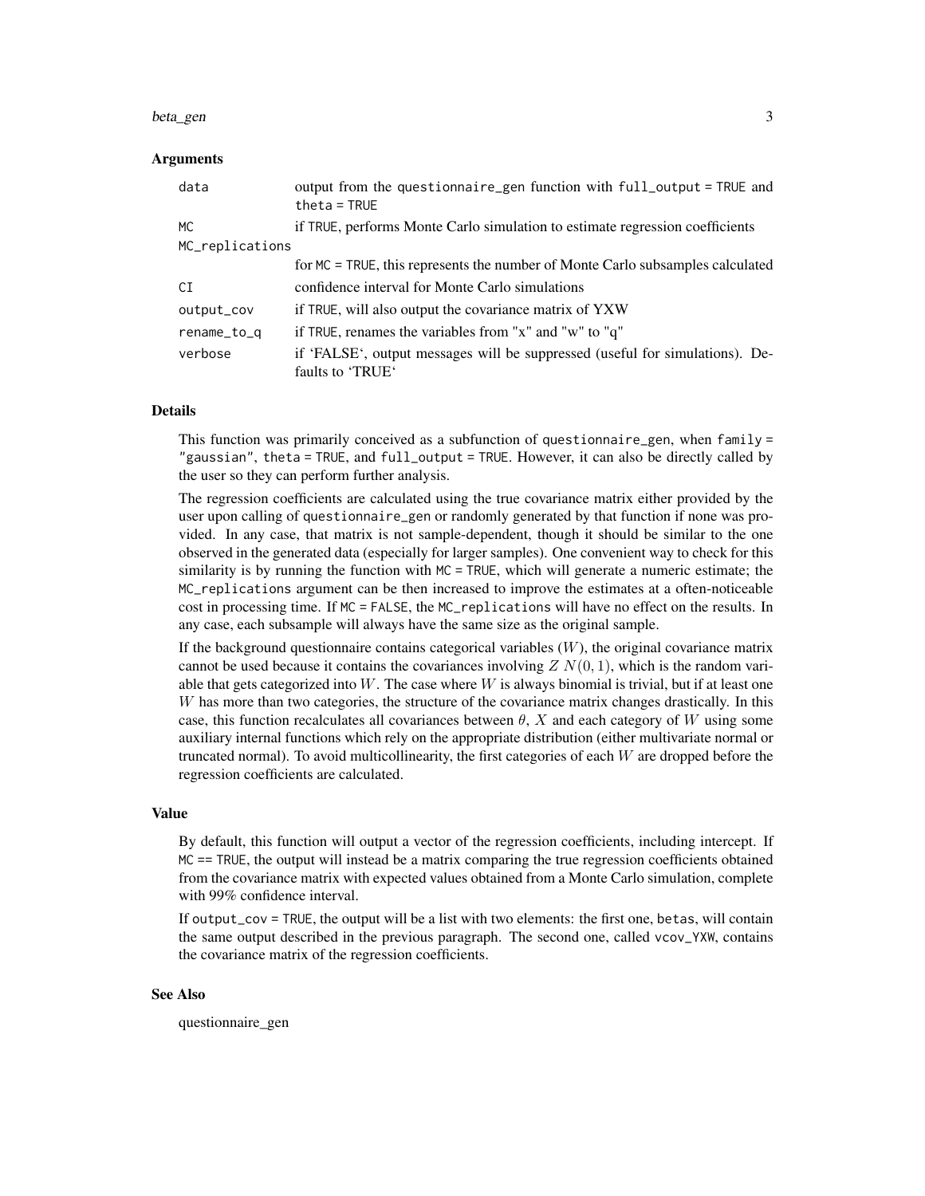### Arguments

| | |
|---|---|
| data | output from the questionnaire_gen function with full_output = TRUE and theta = TRUE |
| MC | if TRUE, performs Monte Carlo simulation to estimate regression coefficients |
| MC_replications | for MC = TRUE, this represents the number of Monte Carlo subsamples calculated |
| CI | confidence interval for Monte Carlo simulations |
| output_cov | if TRUE, will also output the covariance matrix of YXW |
| rename_to_q | if TRUE, renames the variables from "x" and "w" to "q" |
| verbose | if 'FALSE', output messages will be suppressed (useful for simulations). Defaults to 'TRUE' |

### Details

This function was primarily conceived as a subfunction of questionnaire_gen, when family = "gaussian", theta = TRUE, and full_output = TRUE. However, it can also be directly called by the user so they can perform further analysis.

The regression coefficients are calculated using the true covariance matrix either provided by the user upon calling of questionnaire_gen or randomly generated by that function if none was provided. In any case, that matrix is not sample-dependent, though it should be similar to the one observed in the generated data (especially for larger samples). One convenient way to check for this similarity is by running the function with MC = TRUE, which will generate a numeric estimate; the MC_replications argument can be then increased to improve the estimates at a often-noticeable cost in processing time. If MC = FALSE, the MC_replications will have no effect on the results. In any case, each subsample will always have the same size as the original sample.

If the background questionnaire contains categorical variables ($W$), the original covariance matrix cannot be used because it contains the covariances involving $Z\ N(0, 1)$, which is the random variable that gets categorized into $W$. The case where $W$ is always binomial is trivial, but if at least one $W$ has more than two categories, the structure of the covariance matrix changes drastically. In this case, this function recalculates all covariances between $\theta$, $X$ and each category of $W$ using some auxiliary internal functions which rely on the appropriate distribution (either multivariate normal or truncated normal). To avoid multicollinearity, the first categories of each $W$ are dropped before the regression coefficients are calculated.

### Value

By default, this function will output a vector of the regression coefficients, including intercept. If MC == TRUE, the output will instead be a matrix comparing the true regression coefficients obtained from the covariance matrix with expected values obtained from a Monte Carlo simulation, complete with 99% confidence interval.

If output_cov = TRUE, the output will be a list with two elements: the first one, betas, will contain the same output described in the previous paragraph. The second one, called vcov_YXW, contains the covariance matrix of the regression coefficients.

### See Also

questionnaire_gen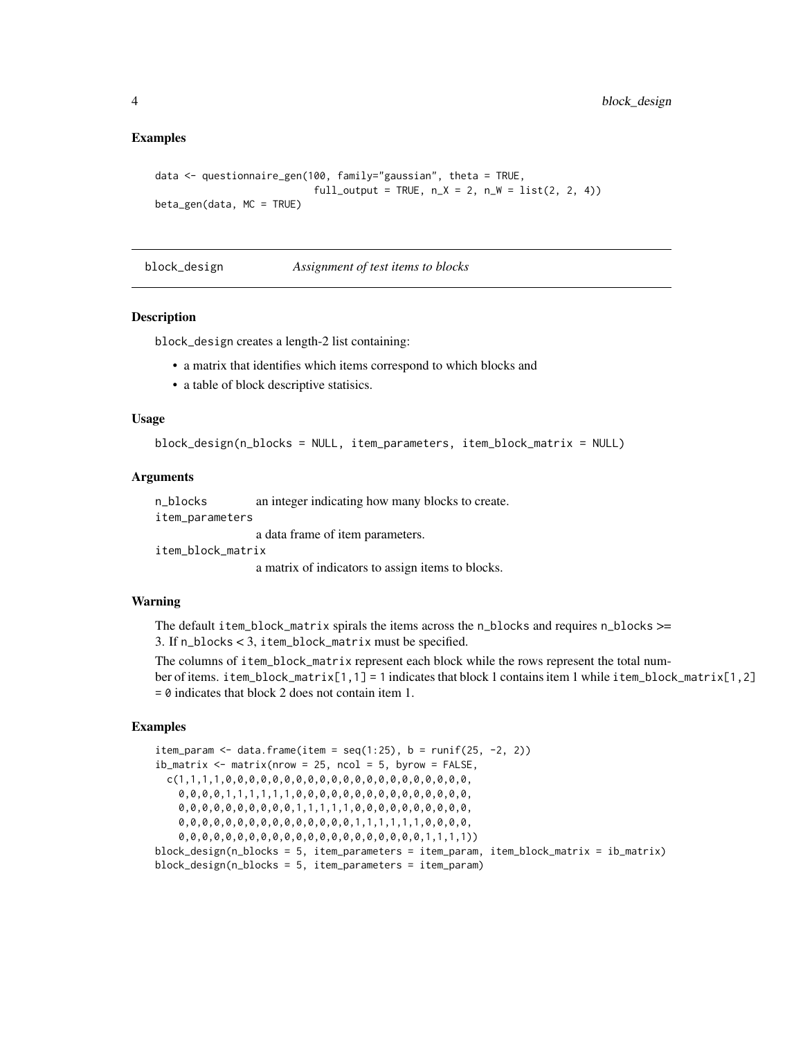## Examples

```
data <- questionnaire_gen(100, family="gaussian", theta = TRUE,
                          full_output = TRUE, n_X = 2, n_W = list(2, 2, 4))
beta_gen(data, MC = TRUE)
```

---

## block_design    *Assignment of test items to blocks*

### Description

block_design creates a length-2 list containing:

- a matrix that identifies which items correspond to which blocks and
- a table of block descriptive statisics.

### Usage

```
block_design(n_blocks = NULL, item_parameters, item_block_matrix = NULL)
```

### Arguments

| | |
|---|---|
| n_blocks | an integer indicating how many blocks to create. |
| item_parameters | a data frame of item parameters. |
| item_block_matrix | a matrix of indicators to assign items to blocks. |

### Warning

The default item_block_matrix spirals the items across the n_blocks and requires n_blocks >= 3. If n_blocks < 3, item_block_matrix must be specified.

The columns of item_block_matrix represent each block while the rows represent the total number of items. item_block_matrix[1,1] = 1 indicates that block 1 contains item 1 while item_block_matrix[1,2] = 0 indicates that block 2 does not contain item 1.

### Examples

```
item_param <- data.frame(item = seq(1:25), b = runif(25, -2, 2))
ib_matrix <- matrix(nrow = 25, ncol = 5, byrow = FALSE,
  c(1,1,1,1,0,0,0,0,0,0,0,0,0,0,0,0,0,0,0,0,0,0,0,0,0,
    0,0,0,0,1,1,1,1,1,1,0,0,0,0,0,0,0,0,0,0,0,0,0,0,0,
    0,0,0,0,0,0,0,0,0,0,1,1,1,1,1,0,0,0,0,0,0,0,0,0,0,
    0,0,0,0,0,0,0,0,0,0,0,0,0,0,0,1,1,1,1,1,1,0,0,0,0,
    0,0,0,0,0,0,0,0,0,0,0,0,0,0,0,0,0,0,0,0,0,1,1,1,1))
block_design(n_blocks = 5, item_parameters = item_param, item_block_matrix = ib_matrix)
block_design(n_blocks = 5, item_parameters = item_param)
```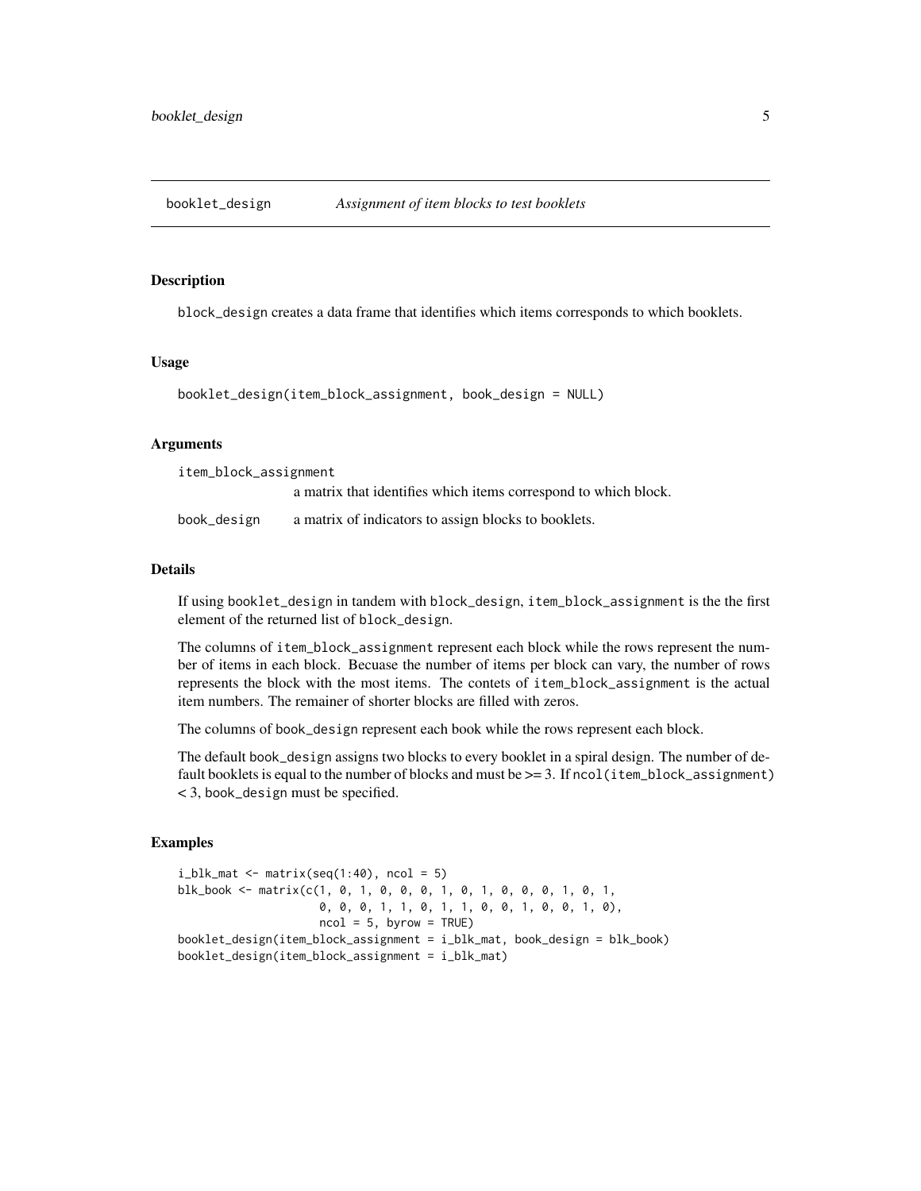# booklet_design — *Assignment of item blocks to test booklets*

## Description

`block_design` creates a data frame that identifies which items corresponds to which booklets.

## Usage

```
booklet_design(item_block_assignment, book_design = NULL)
```

## Arguments

`item_block_assignment`
: a matrix that identifies which items correspond to which block.

`book_design`
: a matrix of indicators to assign blocks to booklets.

## Details

If using `booklet_design` in tandem with `block_design`, `item_block_assignment` is the the first element of the returned list of `block_design`.

The columns of `item_block_assignment` represent each block while the rows represent the number of items in each block. Becuase the number of items per block can vary, the number of rows represents the block with the most items. The contets of `item_block_assignment` is the actual item numbers. The remainer of shorter blocks are filled with zeros.

The columns of `book_design` represent each book while the rows represent each block.

The default `book_design` assigns two blocks to every booklet in a spiral design. The number of default booklets is equal to the number of blocks and must be >= 3. If `ncol(item_block_assignment)` < 3, `book_design` must be specified.

## Examples

```
i_blk_mat <- matrix(seq(1:40), ncol = 5)
blk_book <- matrix(c(1, 0, 1, 0, 0, 0, 1, 0, 1, 0, 0, 0, 1, 0, 1,
                     0, 0, 0, 1, 1, 0, 1, 1, 0, 0, 1, 0, 0, 1, 0),
                     ncol = 5, byrow = TRUE)
booklet_design(item_block_assignment = i_blk_mat, book_design = blk_book)
booklet_design(item_block_assignment = i_blk_mat)
```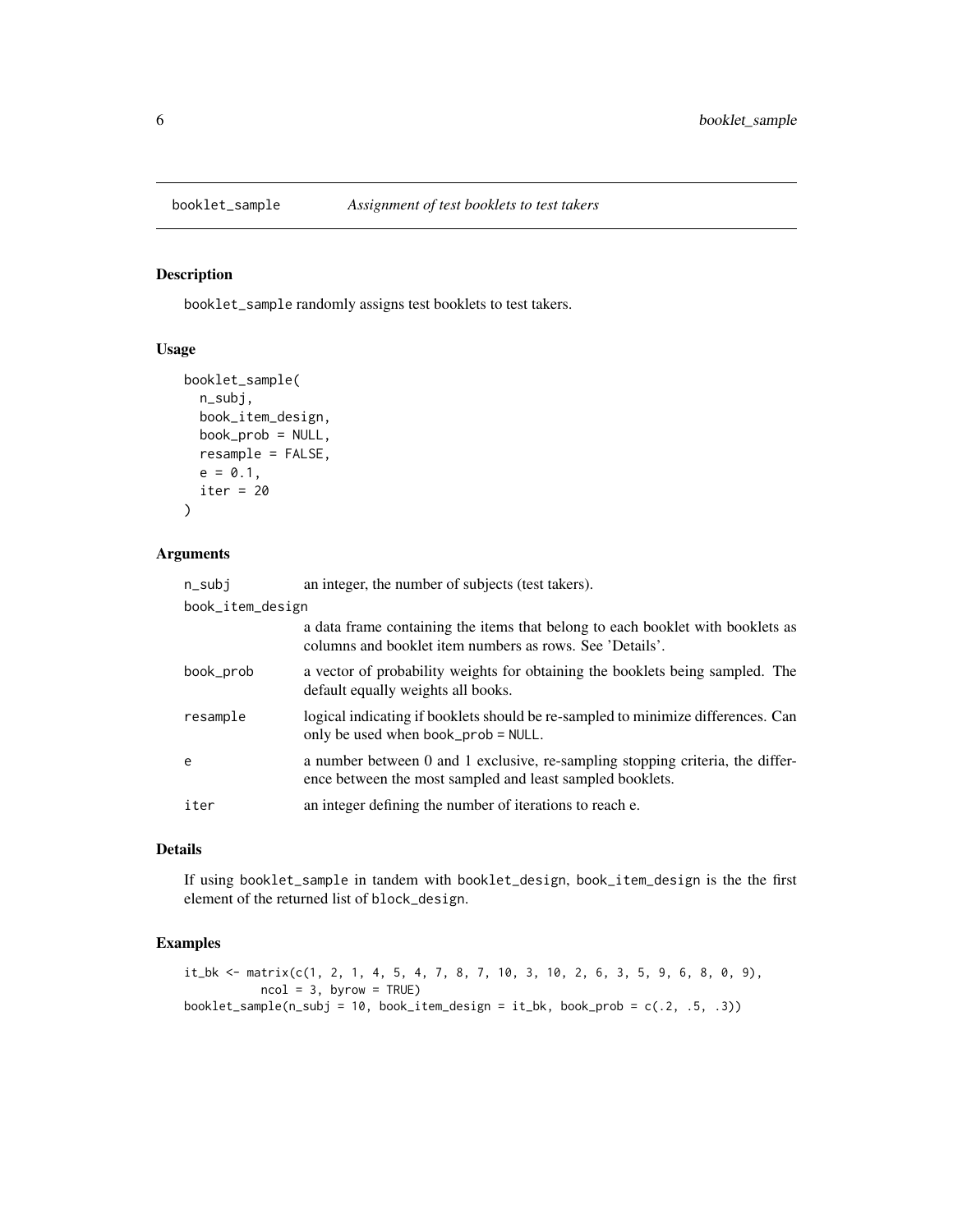# booklet_sample — *Assignment of test booklets to test takers*

## Description

booklet_sample randomly assigns test booklets to test takers.

## Usage

```
booklet_sample(
  n_subj,
  book_item_design,
  book_prob = NULL,
  resample = FALSE,
  e = 0.1,
  iter = 20
)
```

## Arguments

| Argument | Description |
| --- | --- |
| n_subj | an integer, the number of subjects (test takers). |
| book_item_design | a data frame containing the items that belong to each booklet with booklets as columns and booklet item numbers as rows. See 'Details'. |
| book_prob | a vector of probability weights for obtaining the booklets being sampled. The default equally weights all books. |
| resample | logical indicating if booklets should be re-sampled to minimize differences. Can only be used when book_prob = NULL. |
| e | a number between 0 and 1 exclusive, re-sampling stopping criteria, the difference between the most sampled and least sampled booklets. |
| iter | an integer defining the number of iterations to reach e. |

## Details

If using booklet_sample in tandem with booklet_design, book_item_design is the the first element of the returned list of block_design.

## Examples

```
it_bk <- matrix(c(1, 2, 1, 4, 5, 4, 7, 8, 7, 10, 3, 10, 2, 6, 3, 5, 9, 6, 8, 0, 9),
          ncol = 3, byrow = TRUE)
booklet_sample(n_subj = 10, book_item_design = it_bk, book_prob = c(.2, .5, .3))
```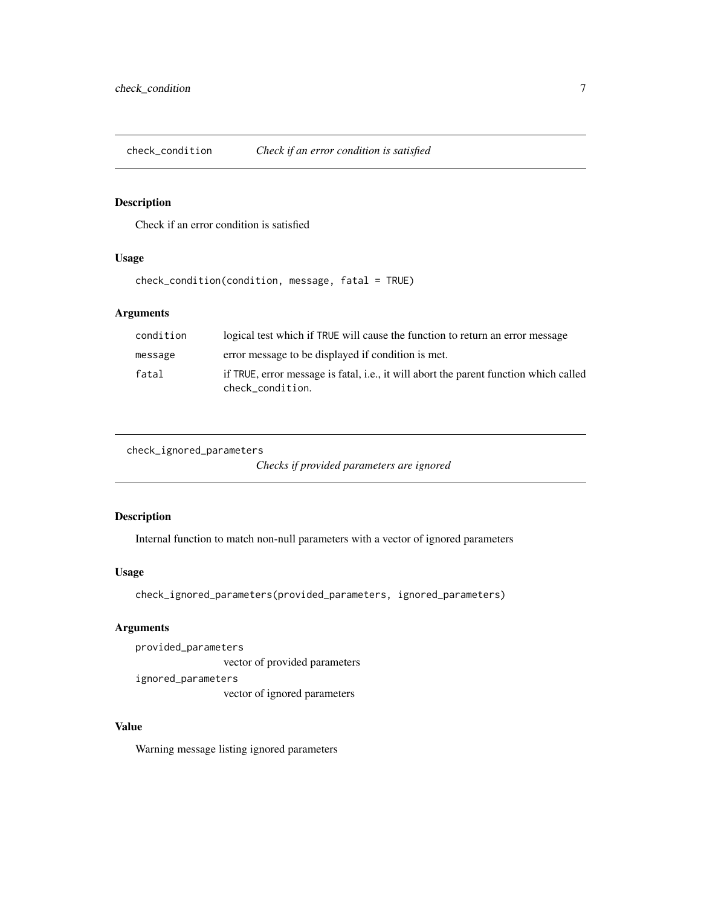## check_condition *Check if an error condition is satisfied*

### Description

Check if an error condition is satisfied

### Usage

```
check_condition(condition, message, fatal = TRUE)
```

### Arguments

| | |
|---|---|
| condition | logical test which if TRUE will cause the function to return an error message |
| message | error message to be displayed if condition is met. |
| fatal | if TRUE, error message is fatal, i.e., it will abort the parent function which called check_condition. |

## check_ignored_parameters *Checks if provided parameters are ignored*

### Description

Internal function to match non-null parameters with a vector of ignored parameters

### Usage

```
check_ignored_parameters(provided_parameters, ignored_parameters)
```

### Arguments

| | |
|---|---|
| provided_parameters | vector of provided parameters |
| ignored_parameters | vector of ignored parameters |

### Value

Warning message listing ignored parameters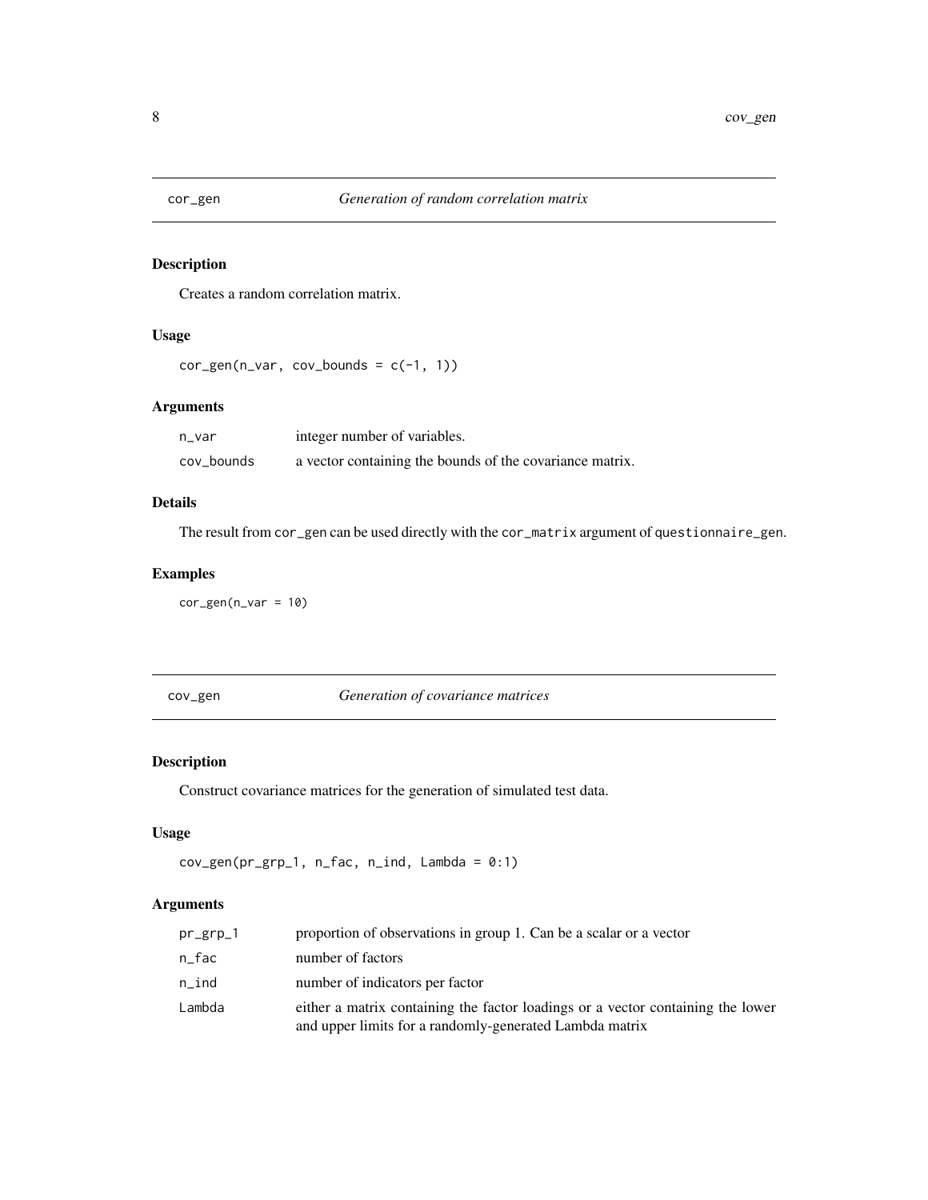## cor_gen — *Generation of random correlation matrix*

### Description

Creates a random correlation matrix.

### Usage

```
cor_gen(n_var, cov_bounds = c(-1, 1))
```

### Arguments

| | |
|---|---|
| n_var | integer number of variables. |
| cov_bounds | a vector containing the bounds of the covariance matrix. |

### Details

The result from `cor_gen` can be used directly with the `cor_matrix` argument of `questionnaire_gen`.

### Examples

```
cor_gen(n_var = 10)
```

## cov_gen — *Generation of covariance matrices*

### Description

Construct covariance matrices for the generation of simulated test data.

### Usage

```
cov_gen(pr_grp_1, n_fac, n_ind, Lambda = 0:1)
```

### Arguments

| | |
|---|---|
| pr_grp_1 | proportion of observations in group 1. Can be a scalar or a vector |
| n_fac | number of factors |
| n_ind | number of indicators per factor |
| Lambda | either a matrix containing the factor loadings or a vector containing the lower and upper limits for a randomly-generated Lambda matrix |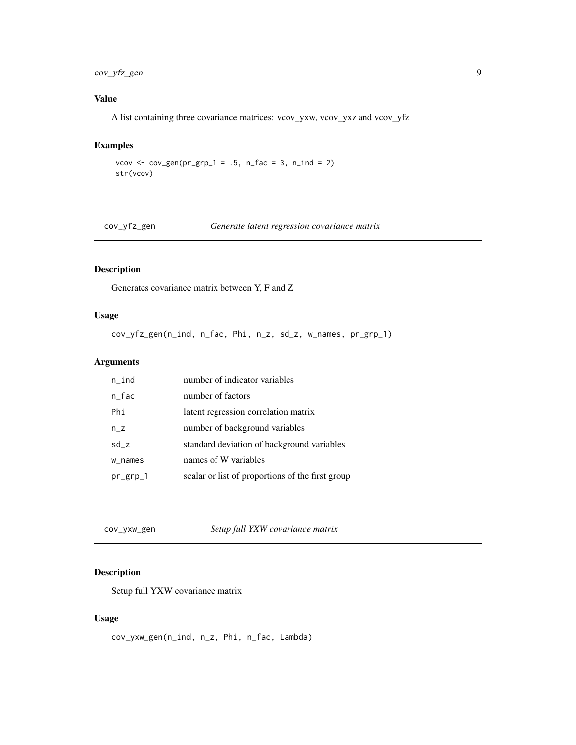### Value

A list containing three covariance matrices: vcov_yxw, vcov_yxz and vcov_yfz

### Examples

```
vcov <- cov_gen(pr_grp_1 = .5, n_fac = 3, n_ind = 2)
str(vcov)
```

---

## cov_yfz_gen — *Generate latent regression covariance matrix*

### Description

Generates covariance matrix between Y, F and Z

### Usage

```
cov_yfz_gen(n_ind, n_fac, Phi, n_z, sd_z, w_names, pr_grp_1)
```

### Arguments

| | |
|---|---|
| n_ind | number of indicator variables |
| n_fac | number of factors |
| Phi | latent regression correlation matrix |
| n_z | number of background variables |
| sd_z | standard deviation of background variables |
| w_names | names of W variables |
| pr_grp_1 | scalar or list of proportions of the first group |

---

## cov_yxw_gen — *Setup full YXW covariance matrix*

### Description

Setup full YXW covariance matrix

### Usage

```
cov_yxw_gen(n_ind, n_z, Phi, n_fac, Lambda)
```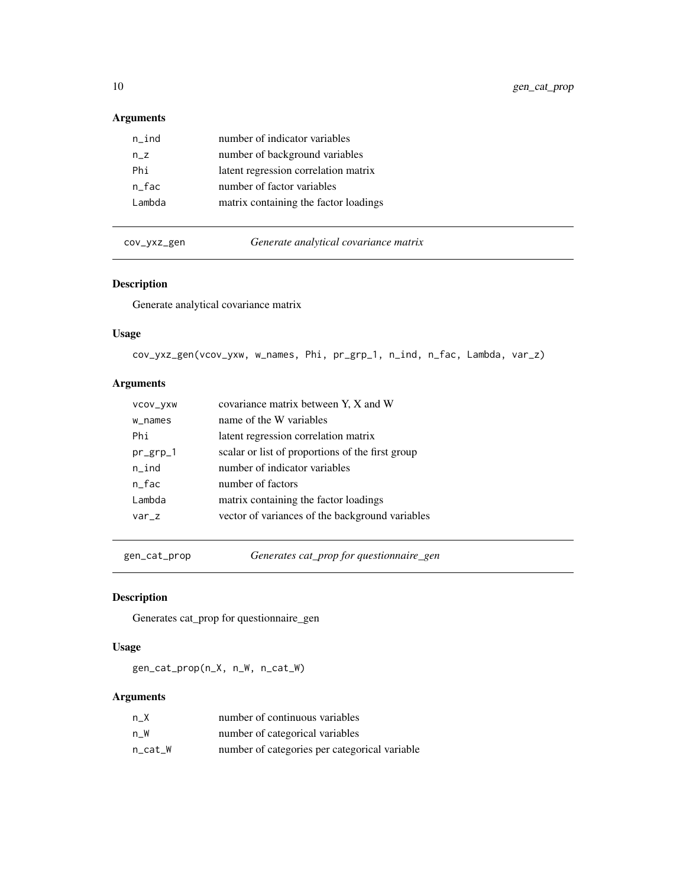## Arguments

| | |
|---|---|
| n_ind | number of indicator variables |
| n_z | number of background variables |
| Phi | latent regression correlation matrix |
| n_fac | number of factor variables |
| Lambda | matrix containing the factor loadings |

---

## cov_yxz_gen — *Generate analytical covariance matrix*

### Description

Generate analytical covariance matrix

### Usage

```
cov_yxz_gen(vcov_yxw, w_names, Phi, pr_grp_1, n_ind, n_fac, Lambda, var_z)
```

### Arguments

| | |
|---|---|
| vcov_yxw | covariance matrix between Y, X and W |
| w_names | name of the W variables |
| Phi | latent regression correlation matrix |
| pr_grp_1 | scalar or list of proportions of the first group |
| n_ind | number of indicator variables |
| n_fac | number of factors |
| Lambda | matrix containing the factor loadings |
| var_z | vector of variances of the background variables |

---

## gen_cat_prop — *Generates cat_prop for questionnaire_gen*

### Description

Generates cat_prop for questionnaire_gen

### Usage

```
gen_cat_prop(n_X, n_W, n_cat_W)
```

### Arguments

| | |
|---|---|
| n_X | number of continuous variables |
| n_W | number of categorical variables |
| n_cat_W | number of categories per categorical variable |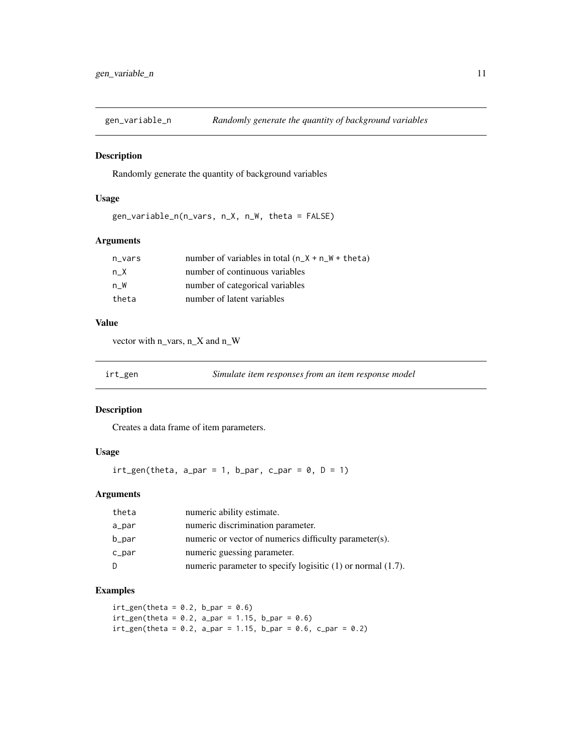## gen_variable_n *Randomly generate the quantity of background variables*

### Description

Randomly generate the quantity of background variables

### Usage

```
gen_variable_n(n_vars, n_X, n_W, theta = FALSE)
```

### Arguments

| | |
|---|---|
| n_vars | number of variables in total (n_X + n_W + theta) |
| n_X | number of continuous variables |
| n_W | number of categorical variables |
| theta | number of latent variables |

### Value

vector with n_vars, n_X and n_W

## irt_gen *Simulate item responses from an item response model*

### Description

Creates a data frame of item parameters.

### Usage

```
irt_gen(theta, a_par = 1, b_par, c_par = 0, D = 1)
```

### Arguments

| | |
|---|---|
| theta | numeric ability estimate. |
| a_par | numeric discrimination parameter. |
| b_par | numeric or vector of numerics difficulty parameter(s). |
| c_par | numeric guessing parameter. |
| D | numeric parameter to specify logisitic (1) or normal (1.7). |

### Examples

```
irt_gen(theta = 0.2, b_par = 0.6)
irt_gen(theta = 0.2, a_par = 1.15, b_par = 0.6)
irt_gen(theta = 0.2, a_par = 1.15, b_par = 0.6, c_par = 0.2)
```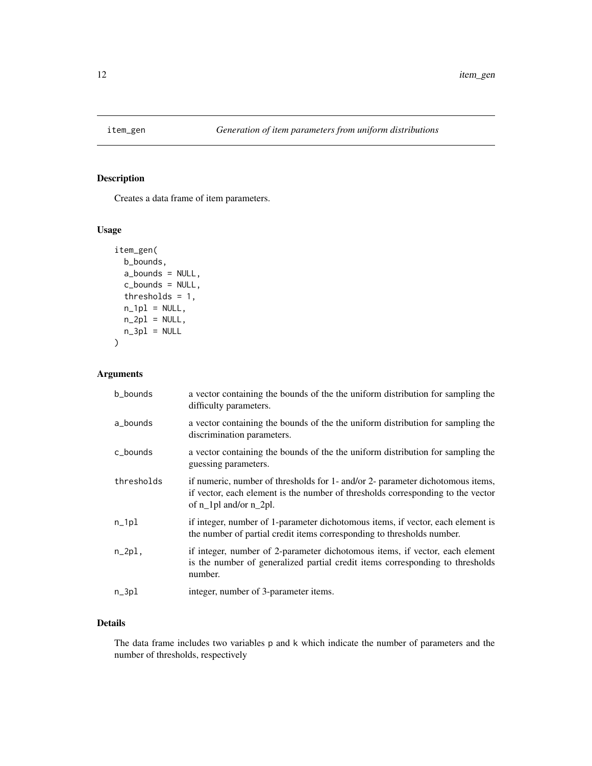# item_gen — *Generation of item parameters from uniform distributions*

## Description

Creates a data frame of item parameters.

## Usage

```
item_gen(
  b_bounds,
  a_bounds = NULL,
  c_bounds = NULL,
  thresholds = 1,
  n_1pl = NULL,
  n_2pl = NULL,
  n_3pl = NULL
)
```

## Arguments

| | |
|---|---|
| `b_bounds` | a vector containing the bounds of the the uniform distribution for sampling the difficulty parameters. |
| `a_bounds` | a vector containing the bounds of the the uniform distribution for sampling the discrimination parameters. |
| `c_bounds` | a vector containing the bounds of the the uniform distribution for sampling the guessing parameters. |
| `thresholds` | if numeric, number of thresholds for 1- and/or 2- parameter dichotomous items, if vector, each element is the number of thresholds corresponding to the vector of n_1pl and/or n_2pl. |
| `n_1pl` | if integer, number of 1-parameter dichotomous items, if vector, each element is the number of partial credit items corresponding to thresholds number. |
| `n_2pl,` | if integer, number of 2-parameter dichotomous items, if vector, each element is the number of generalized partial credit items corresponding to thresholds number. |
| `n_3pl` | integer, number of 3-parameter items. |

## Details

The data frame includes two variables `p` and `k` which indicate the number of parameters and the number of thresholds, respectively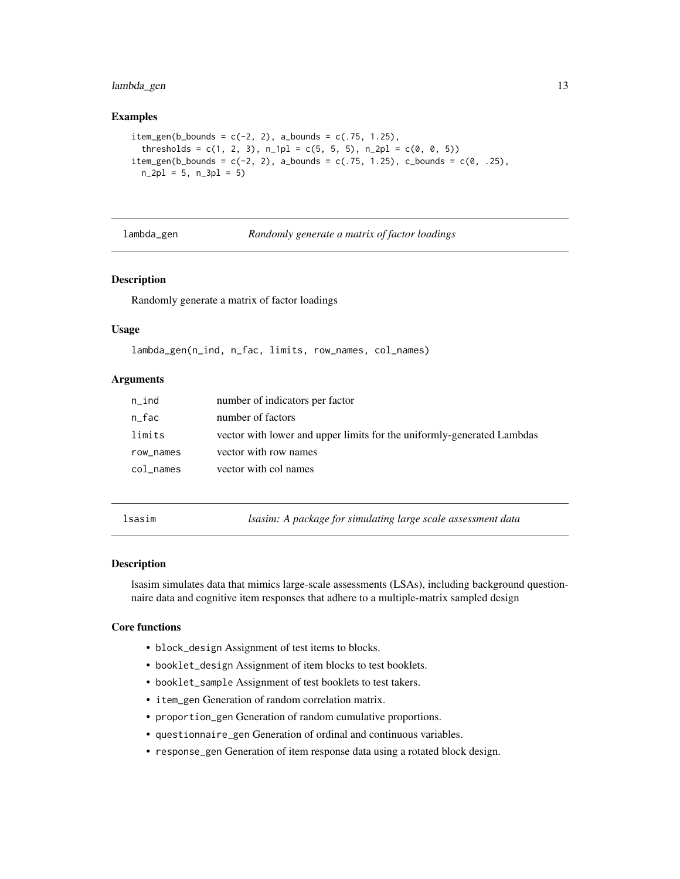## Examples

```
item_gen(b_bounds = c(-2, 2), a_bounds = c(.75, 1.25),
  thresholds = c(1, 2, 3), n_1pl = c(5, 5, 5), n_2pl = c(0, 0, 5))
item_gen(b_bounds = c(-2, 2), a_bounds = c(.75, 1.25), c_bounds = c(0, .25),
  n_2pl = 5, n_3pl = 5)
```

---

# lambda_gen *Randomly generate a matrix of factor loadings*

## Description

Randomly generate a matrix of factor loadings

## Usage

```
lambda_gen(n_ind, n_fac, limits, row_names, col_names)
```

## Arguments

| | |
|---|---|
| n_ind | number of indicators per factor |
| n_fac | number of factors |
| limits | vector with lower and upper limits for the uniformly-generated Lambdas |
| row_names | vector with row names |
| col_names | vector with col names |

---

# lsasim *lsasim: A package for simulating large scale assessment data*

## Description

lsasim simulates data that mimics large-scale assessments (LSAs), including background questionnaire data and cognitive item responses that adhere to a multiple-matrix sampled design

## Core functions

- `block_design` Assignment of test items to blocks.
- `booklet_design` Assignment of item blocks to test booklets.
- `booklet_sample` Assignment of test booklets to test takers.
- `item_gen` Generation of random correlation matrix.
- `proportion_gen` Generation of random cumulative proportions.
- `questionnaire_gen` Generation of ordinal and continuous variables.
- `response_gen` Generation of item response data using a rotated block design.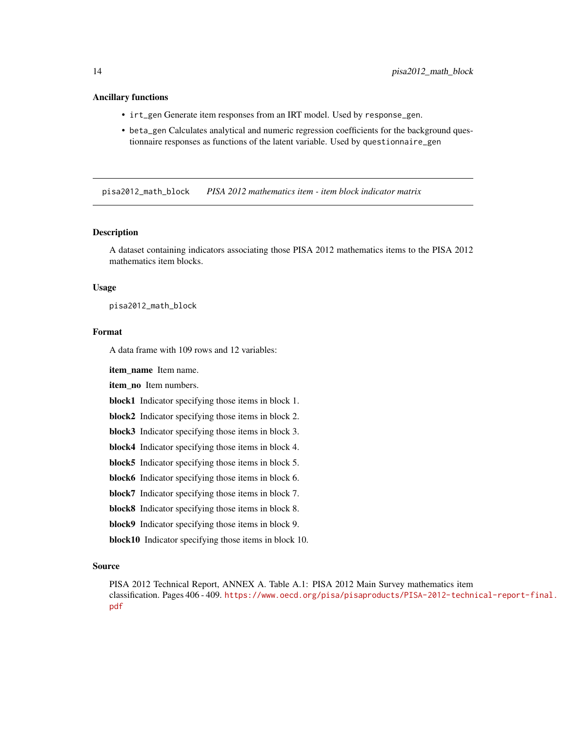### Ancillary functions

- `irt_gen` Generate item responses from an IRT model. Used by `response_gen`.
- `beta_gen` Calculates analytical and numeric regression coefficients for the background questionnaire responses as functions of the latent variable. Used by `questionnaire_gen`

---

## `pisa2012_math_block` *PISA 2012 mathematics item - item block indicator matrix*

### Description

A dataset containing indicators associating those PISA 2012 mathematics items to the PISA 2012 mathematics item blocks.

### Usage

```
pisa2012_math_block
```

### Format

A data frame with 109 rows and 12 variables:

**item_name** Item name.

**item_no** Item numbers.

**block1** Indicator specifying those items in block 1.

**block2** Indicator specifying those items in block 2.

**block3** Indicator specifying those items in block 3.

**block4** Indicator specifying those items in block 4.

**block5** Indicator specifying those items in block 5.

**block6** Indicator specifying those items in block 6.

**block7** Indicator specifying those items in block 7.

**block8** Indicator specifying those items in block 8.

**block9** Indicator specifying those items in block 9.

**block10** Indicator specifying those items in block 10.

### Source

PISA 2012 Technical Report, ANNEX A. Table A.1: PISA 2012 Main Survey mathematics item classification. Pages 406 - 409. https://www.oecd.org/pisa/pisaproducts/PISA-2012-technical-report-final.pdf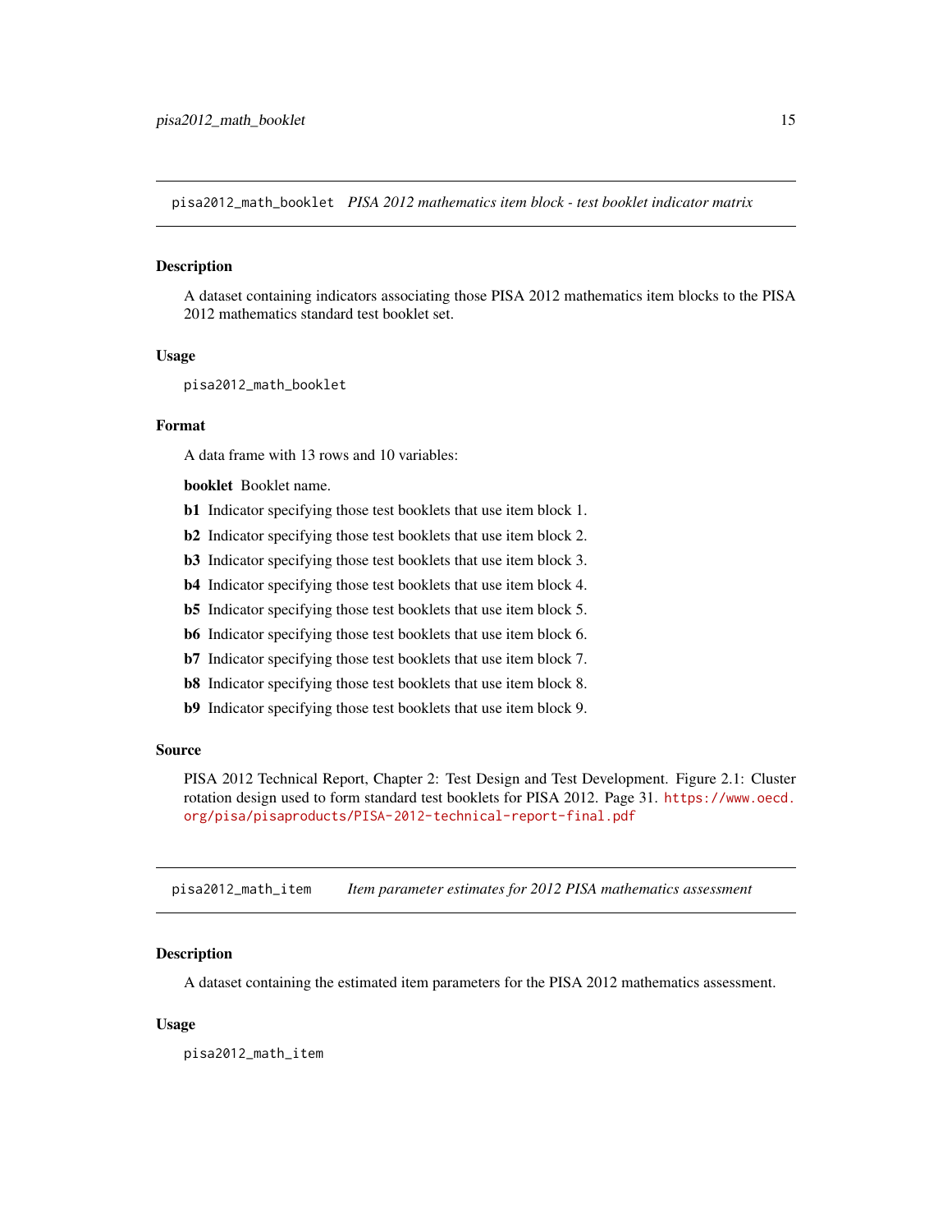## pisa2012_math_booklet *PISA 2012 mathematics item block - test booklet indicator matrix*

### Description

A dataset containing indicators associating those PISA 2012 mathematics item blocks to the PISA 2012 mathematics standard test booklet set.

### Usage

```
pisa2012_math_booklet
```

### Format

A data frame with 13 rows and 10 variables:

- **booklet** Booklet name.
- **b1** Indicator specifying those test booklets that use item block 1.
- **b2** Indicator specifying those test booklets that use item block 2.
- **b3** Indicator specifying those test booklets that use item block 3.
- **b4** Indicator specifying those test booklets that use item block 4.
- **b5** Indicator specifying those test booklets that use item block 5.
- **b6** Indicator specifying those test booklets that use item block 6.
- **b7** Indicator specifying those test booklets that use item block 7.
- **b8** Indicator specifying those test booklets that use item block 8.
- **b9** Indicator specifying those test booklets that use item block 9.

### Source

PISA 2012 Technical Report, Chapter 2: Test Design and Test Development. Figure 2.1: Cluster rotation design used to form standard test booklets for PISA 2012. Page 31. https://www.oecd.org/pisa/pisaproducts/PISA-2012-technical-report-final.pdf

## pisa2012_math_item *Item parameter estimates for 2012 PISA mathematics assessment*

### Description

A dataset containing the estimated item parameters for the PISA 2012 mathematics assessment.

### Usage

```
pisa2012_math_item
```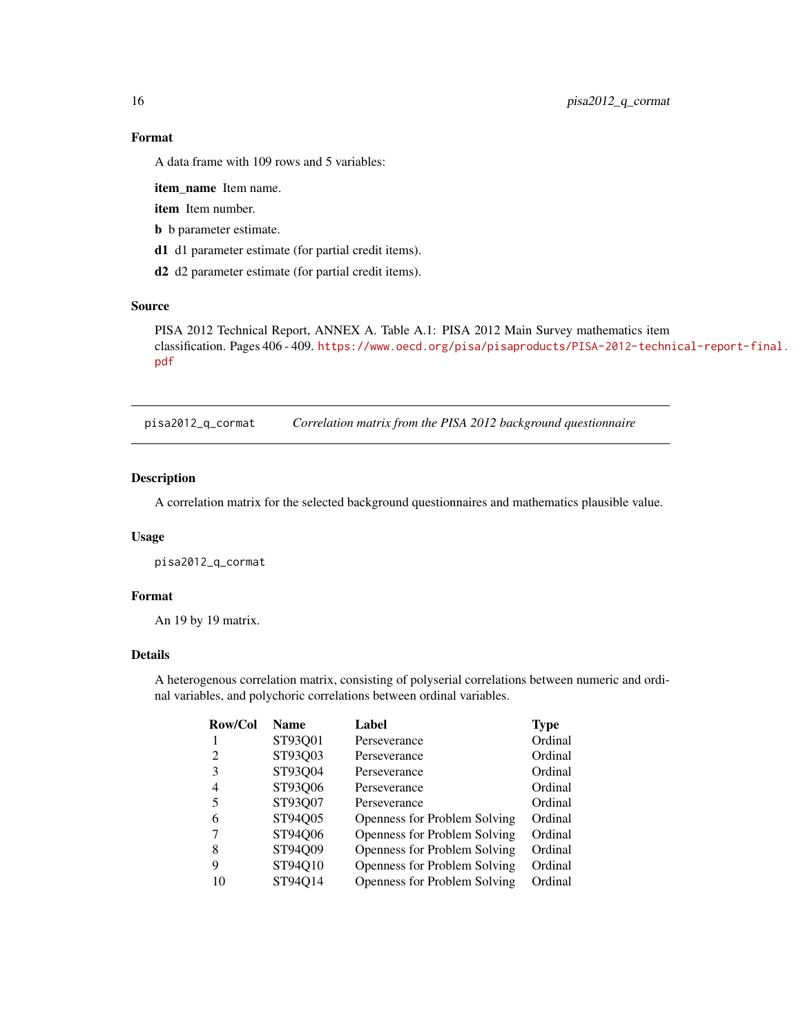### Format

A data frame with 109 rows and 5 variables:

**item_name** Item name.

**item** Item number.

**b** b parameter estimate.

**d1** d1 parameter estimate (for partial credit items).

**d2** d2 parameter estimate (for partial credit items).

### Source

PISA 2012 Technical Report, ANNEX A. Table A.1: PISA 2012 Main Survey mathematics item classification. Pages 406 - 409. https://www.oecd.org/pisa/pisaproducts/PISA-2012-technical-report-final.pdf

---

## pisa2012_q_cormat — *Correlation matrix from the PISA 2012 background questionnaire*

### Description

A correlation matrix for the selected background questionnaires and mathematics plausible value.

### Usage

```
pisa2012_q_cormat
```

### Format

An 19 by 19 matrix.

### Details

A heterogenous correlation matrix, consisting of polyserial correlations between numeric and ordinal variables, and polychoric correlations between ordinal variables.

| Row/Col | Name | Label | Type |
|---|---|---|---|
| 1 | ST93Q01 | Perseverance | Ordinal |
| 2 | ST93Q03 | Perseverance | Ordinal |
| 3 | ST93Q04 | Perseverance | Ordinal |
| 4 | ST93Q06 | Perseverance | Ordinal |
| 5 | ST93Q07 | Perseverance | Ordinal |
| 6 | ST94Q05 | Openness for Problem Solving | Ordinal |
| 7 | ST94Q06 | Openness for Problem Solving | Ordinal |
| 8 | ST94Q09 | Openness for Problem Solving | Ordinal |
| 9 | ST94Q10 | Openness for Problem Solving | Ordinal |
| 10 | ST94Q14 | Openness for Problem Solving | Ordinal |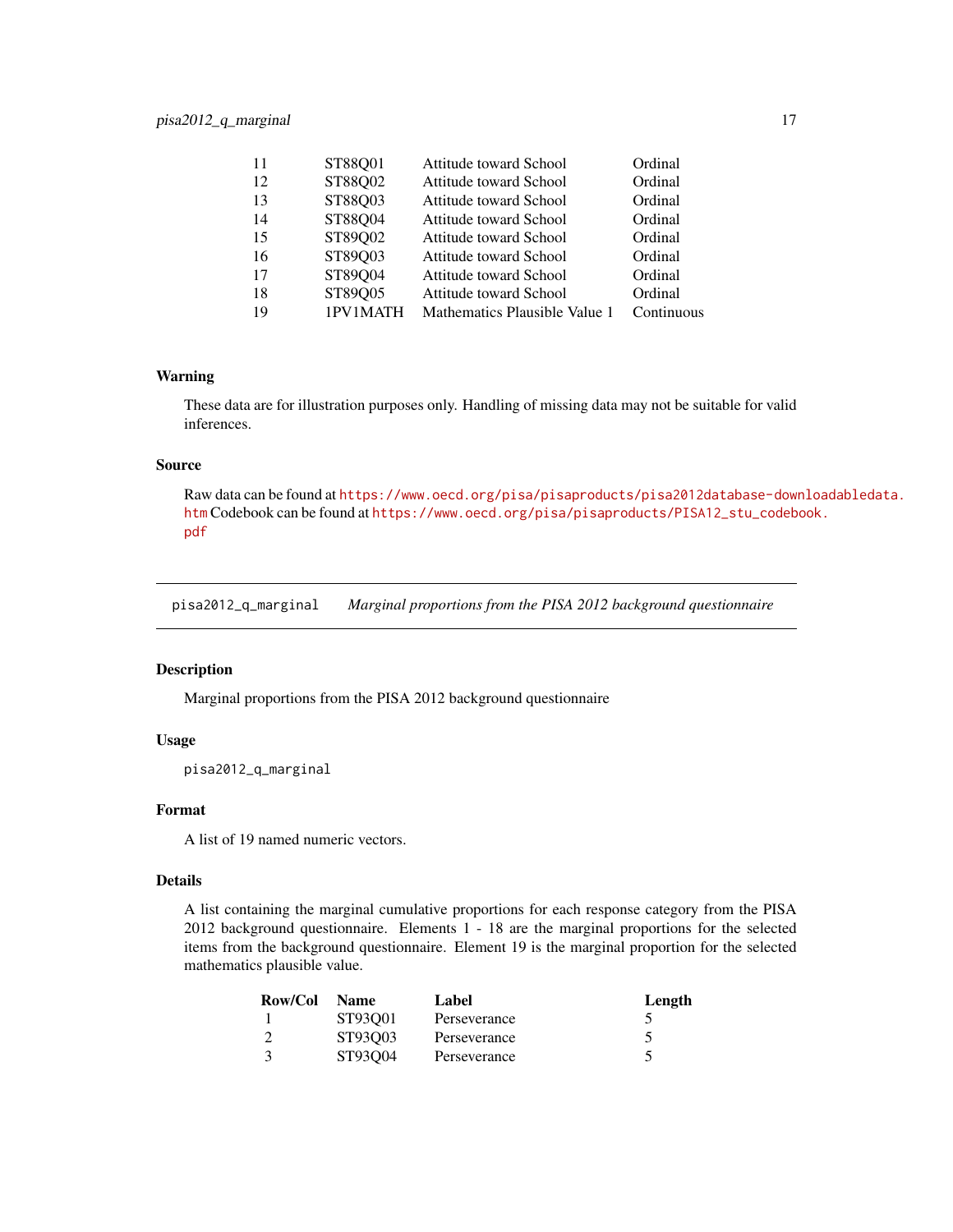| | | | |
|---|---|---|---|
| 11 | ST88Q01 | Attitude toward School | Ordinal |
| 12 | ST88Q02 | Attitude toward School | Ordinal |
| 13 | ST88Q03 | Attitude toward School | Ordinal |
| 14 | ST88Q04 | Attitude toward School | Ordinal |
| 15 | ST89Q02 | Attitude toward School | Ordinal |
| 16 | ST89Q03 | Attitude toward School | Ordinal |
| 17 | ST89Q04 | Attitude toward School | Ordinal |
| 18 | ST89Q05 | Attitude toward School | Ordinal |
| 19 | 1PV1MATH | Mathematics Plausible Value 1 | Continuous |

### Warning

These data are for illustration purposes only. Handling of missing data may not be suitable for valid inferences.

### Source

Raw data can be found at https://www.oecd.org/pisa/pisaproducts/pisa2012database-downloadabledata.htm Codebook can be found at https://www.oecd.org/pisa/pisaproducts/PISA12_stu_codebook.pdf

---

## pisa2012_q_marginal — *Marginal proportions from the PISA 2012 background questionnaire*

### Description

Marginal proportions from the PISA 2012 background questionnaire

### Usage

```
pisa2012_q_marginal
```

### Format

A list of 19 named numeric vectors.

### Details

A list containing the marginal cumulative proportions for each response category from the PISA 2012 background questionnaire. Elements 1 - 18 are the marginal proportions for the selected items from the background questionnaire. Element 19 is the marginal proportion for the selected mathematics plausible value.

| Row/Col | Name | Label | Length |
|---|---|---|---|
| 1 | ST93Q01 | Perseverance | 5 |
| 2 | ST93Q03 | Perseverance | 5 |
| 3 | ST93Q04 | Perseverance | 5 |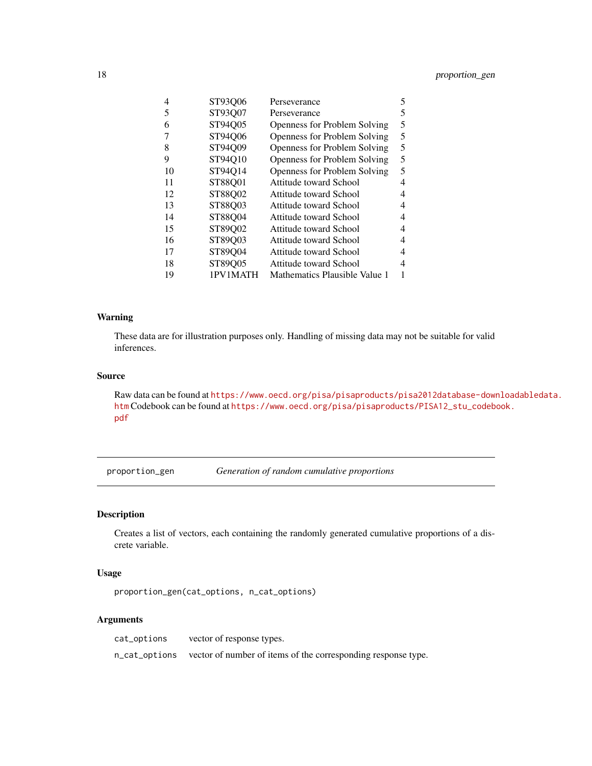|  |  |  |  |
|---|---|---|---|
| 4 | ST93Q06 | Perseverance | 5 |
| 5 | ST93Q07 | Perseverance | 5 |
| 6 | ST94Q05 | Openness for Problem Solving | 5 |
| 7 | ST94Q06 | Openness for Problem Solving | 5 |
| 8 | ST94Q09 | Openness for Problem Solving | 5 |
| 9 | ST94Q10 | Openness for Problem Solving | 5 |
| 10 | ST94Q14 | Openness for Problem Solving | 5 |
| 11 | ST88Q01 | Attitude toward School | 4 |
| 12 | ST88Q02 | Attitude toward School | 4 |
| 13 | ST88Q03 | Attitude toward School | 4 |
| 14 | ST88Q04 | Attitude toward School | 4 |
| 15 | ST89Q02 | Attitude toward School | 4 |
| 16 | ST89Q03 | Attitude toward School | 4 |
| 17 | ST89Q04 | Attitude toward School | 4 |
| 18 | ST89Q05 | Attitude toward School | 4 |
| 19 | 1PV1MATH | Mathematics Plausible Value 1 | 1 |

### Warning

These data are for illustration purposes only. Handling of missing data may not be suitable for valid inferences.

### Source

Raw data can be found at https://www.oecd.org/pisa/pisaproducts/pisa2012database-downloadabledata.htm Codebook can be found at https://www.oecd.org/pisa/pisaproducts/PISA12_stu_codebook.pdf

---

## proportion_gen *Generation of random cumulative proportions*

### Description

Creates a list of vectors, each containing the randomly generated cumulative proportions of a discrete variable.

### Usage

```
proportion_gen(cat_options, n_cat_options)
```

### Arguments

| | |
|---|---|
| `cat_options` | vector of response types. |
| `n_cat_options` | vector of number of items of the corresponding response type. |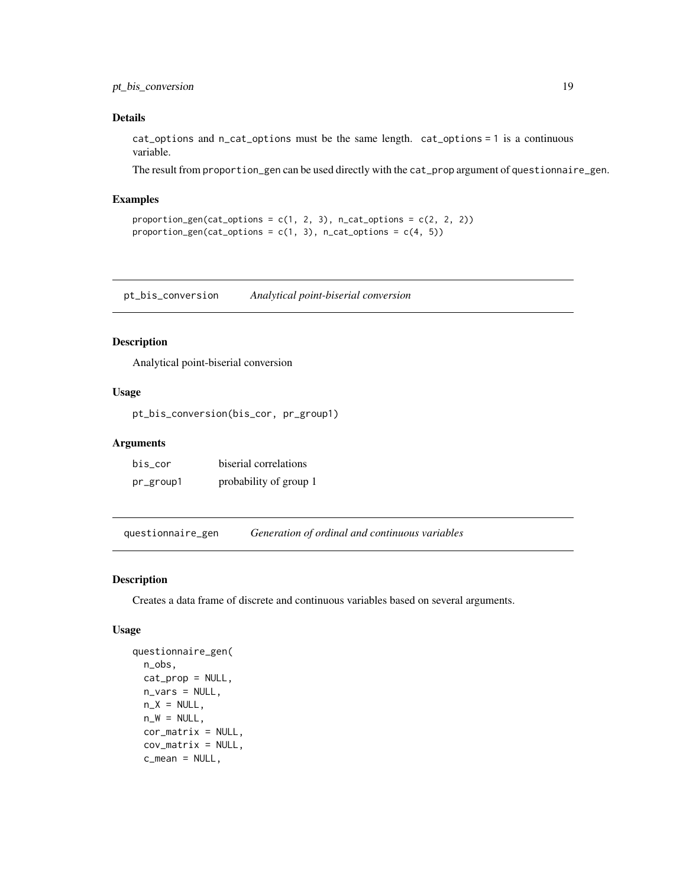### Details

`cat_options` and `n_cat_options` must be the same length. `cat_options = 1` is a continuous variable.

The result from `proportion_gen` can be used directly with the `cat_prop` argument of `questionnaire_gen`.

### Examples

```
proportion_gen(cat_options = c(1, 2, 3), n_cat_options = c(2, 2, 2))
proportion_gen(cat_options = c(1, 3), n_cat_options = c(4, 5))
```

---

## pt_bis_conversion *Analytical point-biserial conversion*

---

### Description

Analytical point-biserial conversion

### Usage

```
pt_bis_conversion(bis_cor, pr_group1)
```

### Arguments

| | |
|---|---|
| bis_cor | biserial correlations |
| pr_group1 | probability of group 1 |

---

## questionnaire_gen *Generation of ordinal and continuous variables*

---

### Description

Creates a data frame of discrete and continuous variables based on several arguments.

### Usage

```
questionnaire_gen(
  n_obs,
  cat_prop = NULL,
  n_vars = NULL,
  n_X = NULL,
  n_W = NULL,
  cor_matrix = NULL,
  cov_matrix = NULL,
  c_mean = NULL,
```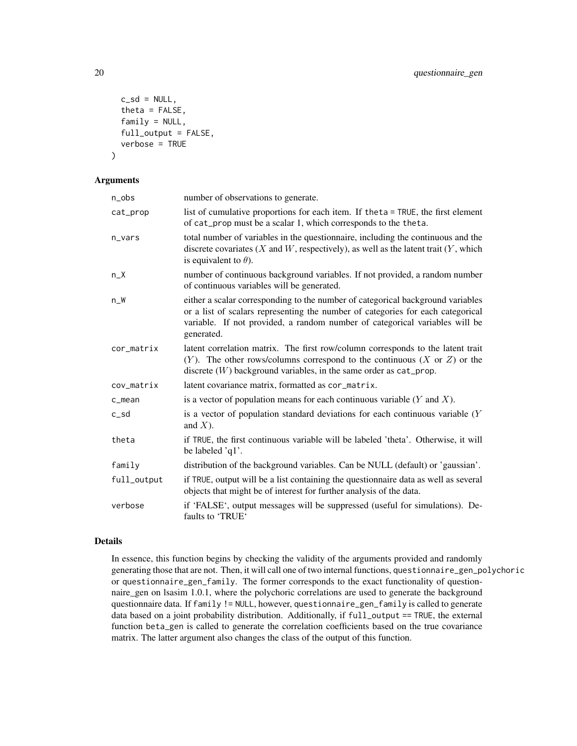```
  c_sd = NULL,
  theta = FALSE,
  family = NULL,
  full_output = FALSE,
  verbose = TRUE
)
```

### Arguments

| | |
|---|---|
| n_obs | number of observations to generate. |
| cat_prop | list of cumulative proportions for each item. If theta = TRUE, the first element of cat_prop must be a scalar 1, which corresponds to the theta. |
| n_vars | total number of variables in the questionnaire, including the continuous and the discrete covariates ($X$ and $W$, respectively), as well as the latent trait ($Y$, which is equivalent to $\theta$). |
| n_X | number of continuous background variables. If not provided, a random number of continuous variables will be generated. |
| n_W | either a scalar corresponding to the number of categorical background variables or a list of scalars representing the number of categories for each categorical variable. If not provided, a random number of categorical variables will be generated. |
| cor_matrix | latent correlation matrix. The first row/column corresponds to the latent trait ($Y$). The other rows/columns correspond to the continuous ($X$ or $Z$) or the discrete ($W$) background variables, in the same order as cat_prop. |
| cov_matrix | latent covariance matrix, formatted as cor_matrix. |
| c_mean | is a vector of population means for each continuous variable ($Y$ and $X$). |
| c_sd | is a vector of population standard deviations for each continuous variable ($Y$ and $X$). |
| theta | if TRUE, the first continuous variable will be labeled 'theta'. Otherwise, it will be labeled 'q1'. |
| family | distribution of the background variables. Can be NULL (default) or 'gaussian'. |
| full_output | if TRUE, output will be a list containing the questionnaire data as well as several objects that might be of interest for further analysis of the data. |
| verbose | if 'FALSE', output messages will be suppressed (useful for simulations). Defaults to 'TRUE' |

### Details

In essence, this function begins by checking the validity of the arguments provided and randomly generating those that are not. Then, it will call one of two internal functions, questionnaire_gen_polychoric or questionnaire_gen_family. The former corresponds to the exact functionality of questionnaire_gen on lsasim 1.0.1, where the polychoric correlations are used to generate the background questionnaire data. If family != NULL, however, questionnaire_gen_family is called to generate data based on a joint probability distribution. Additionally, if full_output == TRUE, the external function beta_gen is called to generate the correlation coefficients based on the true covariance matrix. The latter argument also changes the class of the output of this function.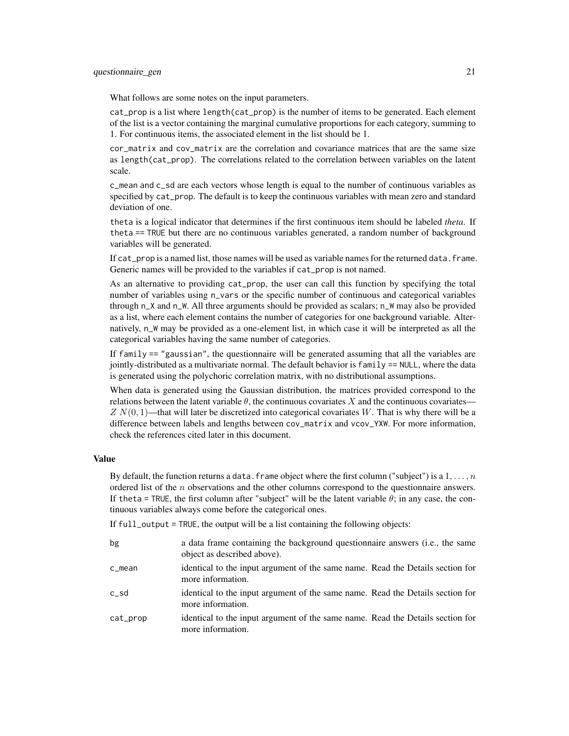What follows are some notes on the input parameters.

`cat_prop` is a list where `length(cat_prop)` is the number of items to be generated. Each element of the list is a vector containing the marginal cumulative proportions for each category, summing to 1. For continuous items, the associated element in the list should be 1.

`cor_matrix` and `cov_matrix` are the correlation and covariance matrices that are the same size as `length(cat_prop)`. The correlations related to the correlation between variables on the latent scale.

`c_mean` and `c_sd` are each vectors whose length is equal to the number of continuous variables as specified by `cat_prop`. The default is to keep the continuous variables with mean zero and standard deviation of one.

`theta` is a logical indicator that determines if the first continuous item should be labeled *theta*. If `theta == TRUE` but there are no continuous variables generated, a random number of background variables will be generated.

If `cat_prop` is a named list, those names will be used as variable names for the returned `data.frame`. Generic names will be provided to the variables if `cat_prop` is not named.

As an alternative to providing `cat_prop`, the user can call this function by specifying the total number of variables using `n_vars` or the specific number of continuous and categorical variables through `n_X` and `n_W`. All three arguments should be provided as scalars; `n_W` may also be provided as a list, where each element contains the number of categories for one background variable. Alternatively, `n_W` may be provided as a one-element list, in which case it will be interpreted as all the categorical variables having the same number of categories.

If `family == "gaussian"`, the questionnaire will be generated assuming that all the variables are jointly-distributed as a multivariate normal. The default behavior is `family == NULL`, where the data is generated using the polychoric correlation matrix, with no distributional assumptions.

When data is generated using the Gaussian distribution, the matrices provided correspond to the relations between the latent variable $\theta$, the continuous covariates $X$ and the continuous covariates—$Z\ N(0,1)$—that will later be discretized into categorical covariates $W$. That is why there will be a difference between labels and lengths between `cov_matrix` and `vcov_YXW`. For more information, check the references cited later in this document.

## Value

By default, the function returns a `data.frame` object where the first column ("subject") is a $1,\ldots,n$ ordered list of the $n$ observations and the other columns correspond to the questionnaire answers. If `theta = TRUE`, the first column after "subject" will be the latent variable $\theta$; in any case, the continuous variables always come before the categorical ones.

If `full_output = TRUE`, the output will be a list containing the following objects:

| | |
|---|---|
| `bg` | a data frame containing the background questionnaire answers (i.e., the same object as described above). |
| `c_mean` | identical to the input argument of the same name. Read the Details section for more information. |
| `c_sd` | identical to the input argument of the same name. Read the Details section for more information. |
| `cat_prop` | identical to the input argument of the same name. Read the Details section for more information. |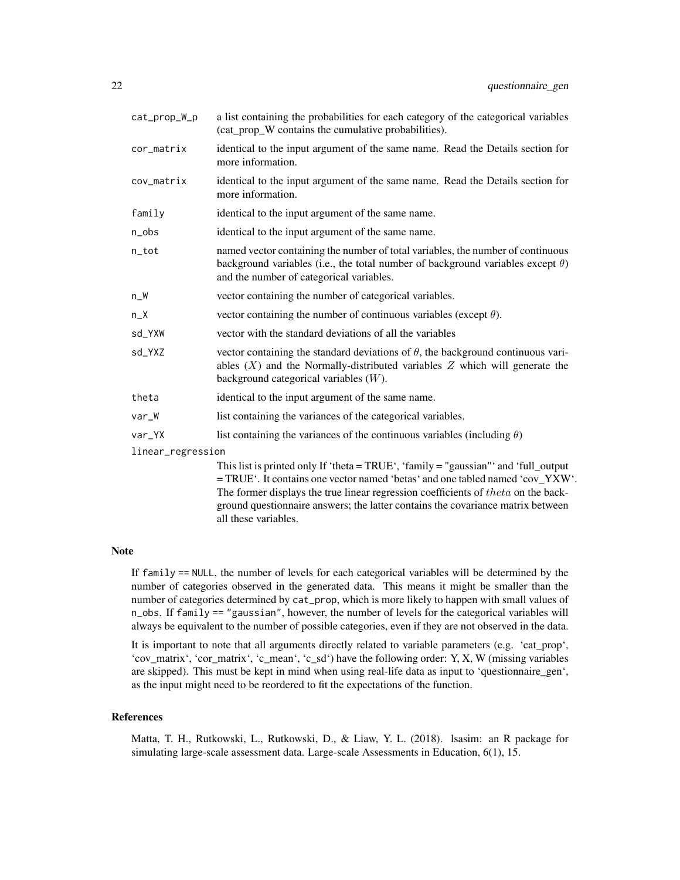| | |
|---|---|
| cat_prop_W_p | a list containing the probabilities for each category of the categorical variables (cat_prop_W contains the cumulative probabilities). |
| cor_matrix | identical to the input argument of the same name. Read the Details section for more information. |
| cov_matrix | identical to the input argument of the same name. Read the Details section for more information. |
| family | identical to the input argument of the same name. |
| n_obs | identical to the input argument of the same name. |
| n_tot | named vector containing the number of total variables, the number of continuous background variables (i.e., the total number of background variables except $\theta$) and the number of categorical variables. |
| n_W | vector containing the number of categorical variables. |
| n_X | vector containing the number of continuous variables (except $\theta$). |
| sd_YXW | vector with the standard deviations of all the variables |
| sd_YXZ | vector containing the standard deviations of $\theta$, the background continuous variables ($X$) and the Normally-distributed variables $Z$ which will generate the background categorical variables ($W$). |
| theta | identical to the input argument of the same name. |
| var_W | list containing the variances of the categorical variables. |
| var_YX | list containing the variances of the continuous variables (including $\theta$) |
| linear_regression | This list is printed only If 'theta = TRUE', 'family = "gaussian"' and 'full_output = TRUE'. It contains one vector named 'betas' and one tabled named 'cov_YXW'. The former displays the true linear regression coefficients of $theta$ on the background questionnaire answers; the latter contains the covariance matrix between all these variables. |

## Note

If `family == NULL`, the number of levels for each categorical variables will be determined by the number of categories observed in the generated data. This means it might be smaller than the number of categories determined by `cat_prop`, which is more likely to happen with small values of `n_obs`. If `family == "gaussian"`, however, the number of levels for the categorical variables will always be equivalent to the number of possible categories, even if they are not observed in the data.

It is important to note that all arguments directly related to variable parameters (e.g. 'cat_prop', 'cov_matrix', 'cor_matrix', 'c_mean', 'c_sd') have the following order: Y, X, W (missing variables are skipped). This must be kept in mind when using real-life data as input to 'questionnaire_gen', as the input might need to be reordered to fit the expectations of the function.

## References

Matta, T. H., Rutkowski, L., Rutkowski, D., & Liaw, Y. L. (2018). lsasim: an R package for simulating large-scale assessment data. Large-scale Assessments in Education, 6(1), 15.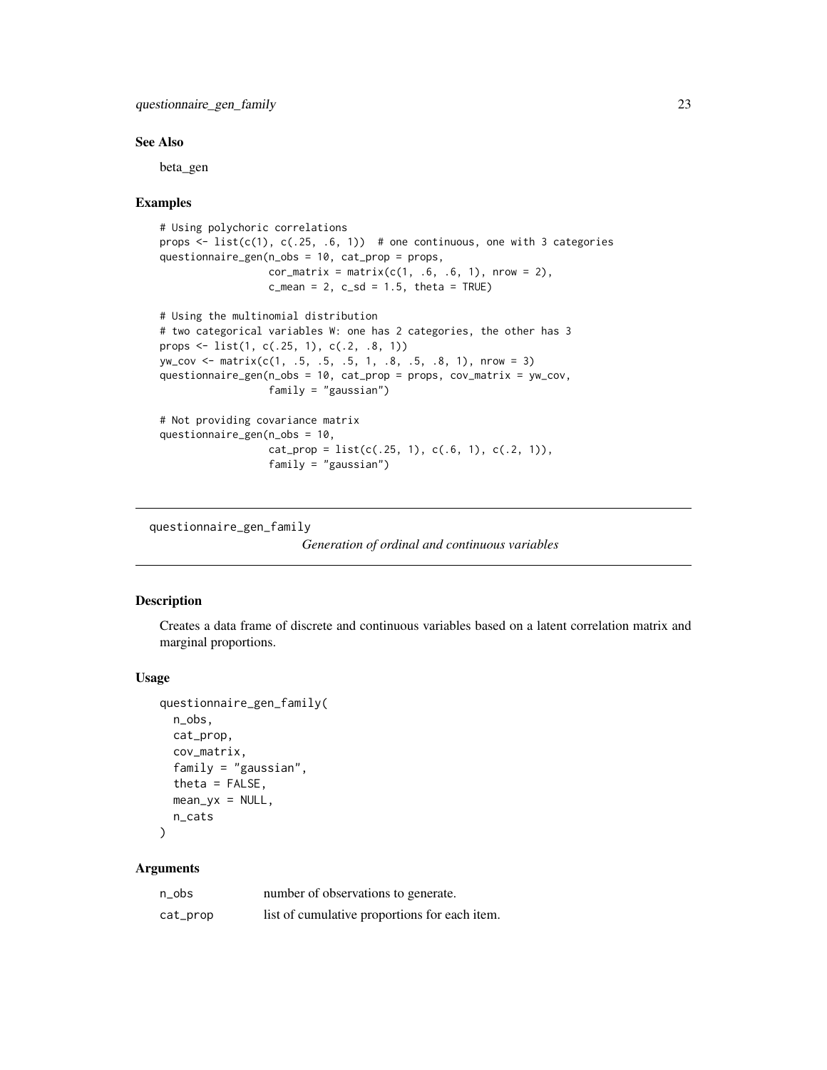## See Also

beta_gen

## Examples

```
# Using polychoric correlations
props <- list(c(1), c(.25, .6, 1))  # one continuous, one with 3 categories
questionnaire_gen(n_obs = 10, cat_prop = props,
                  cor_matrix = matrix(c(1, .6, .6, 1), nrow = 2),
                  c_mean = 2, c_sd = 1.5, theta = TRUE)

# Using the multinomial distribution
# two categorical variables W: one has 2 categories, the other has 3
props <- list(1, c(.25, 1), c(.2, .8, 1))
yw_cov <- matrix(c(1, .5, .5, .5, 1, .8, .5, .8, 1), nrow = 3)
questionnaire_gen(n_obs = 10, cat_prop = props, cov_matrix = yw_cov,
                  family = "gaussian")

# Not providing covariance matrix
questionnaire_gen(n_obs = 10,
                  cat_prop = list(c(.25, 1), c(.6, 1), c(.2, 1)),
                  family = "gaussian")
```

---

# questionnaire_gen_family

*Generation of ordinal and continuous variables*

---

## Description

Creates a data frame of discrete and continuous variables based on a latent correlation matrix and marginal proportions.

## Usage

```
questionnaire_gen_family(
  n_obs,
  cat_prop,
  cov_matrix,
  family = "gaussian",
  theta = FALSE,
  mean_yx = NULL,
  n_cats
)
```

## Arguments

| | |
|---|---|
| n_obs | number of observations to generate. |
| cat_prop | list of cumulative proportions for each item. |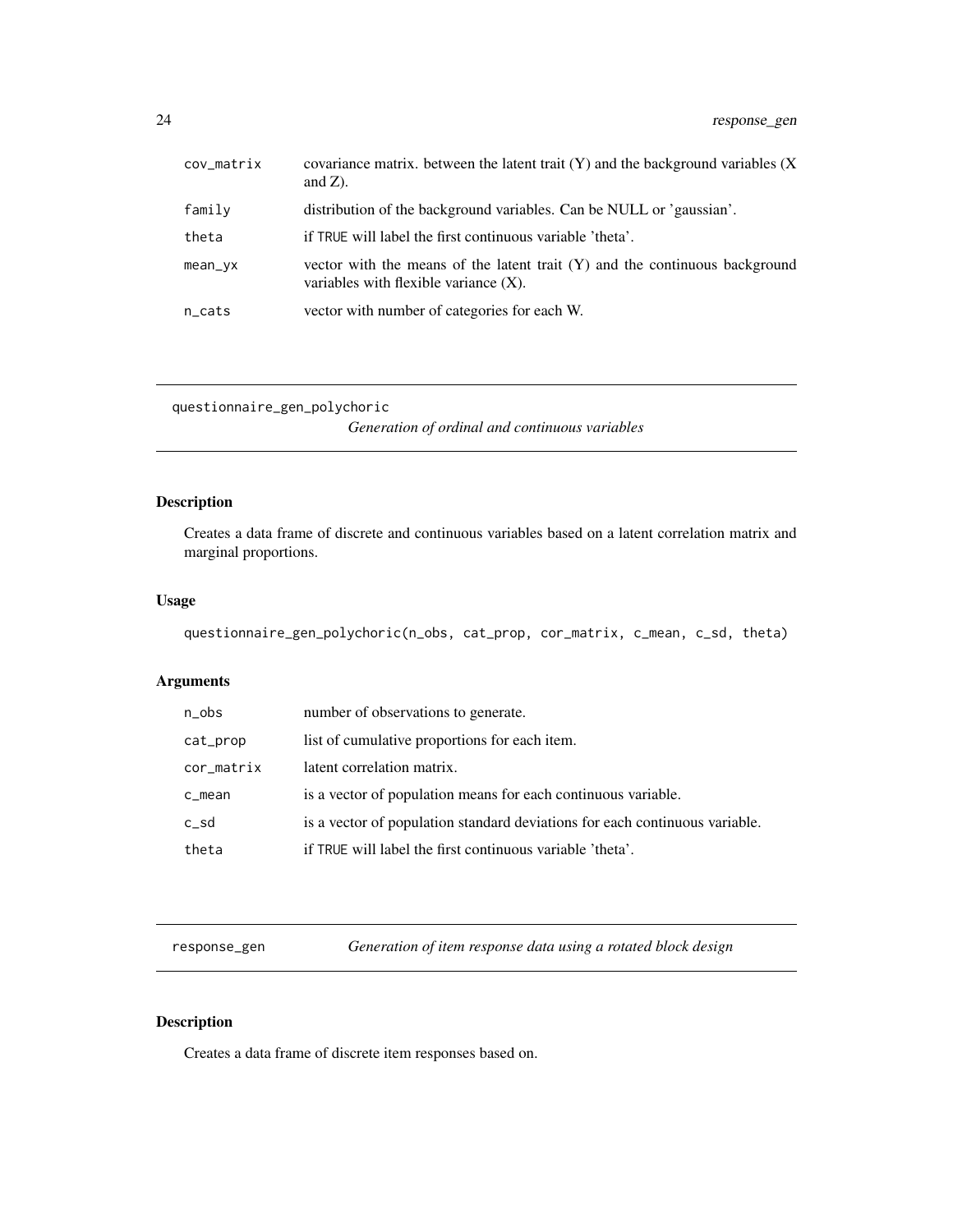| | |
|---|---|
| cov_matrix | covariance matrix. between the latent trait (Y) and the background variables (X and Z). |
| family | distribution of the background variables. Can be NULL or 'gaussian'. |
| theta | if TRUE will label the first continuous variable 'theta'. |
| mean_yx | vector with the means of the latent trait (Y) and the continuous background variables with flexible variance (X). |
| n_cats | vector with number of categories for each W. |

---

## questionnaire_gen_polychoric — *Generation of ordinal and continuous variables*

### Description

Creates a data frame of discrete and continuous variables based on a latent correlation matrix and marginal proportions.

### Usage

```
questionnaire_gen_polychoric(n_obs, cat_prop, cor_matrix, c_mean, c_sd, theta)
```

### Arguments

| | |
|---|---|
| n_obs | number of observations to generate. |
| cat_prop | list of cumulative proportions for each item. |
| cor_matrix | latent correlation matrix. |
| c_mean | is a vector of population means for each continuous variable. |
| c_sd | is a vector of population standard deviations for each continuous variable. |
| theta | if TRUE will label the first continuous variable 'theta'. |

---

## response_gen — *Generation of item response data using a rotated block design*

### Description

Creates a data frame of discrete item responses based on.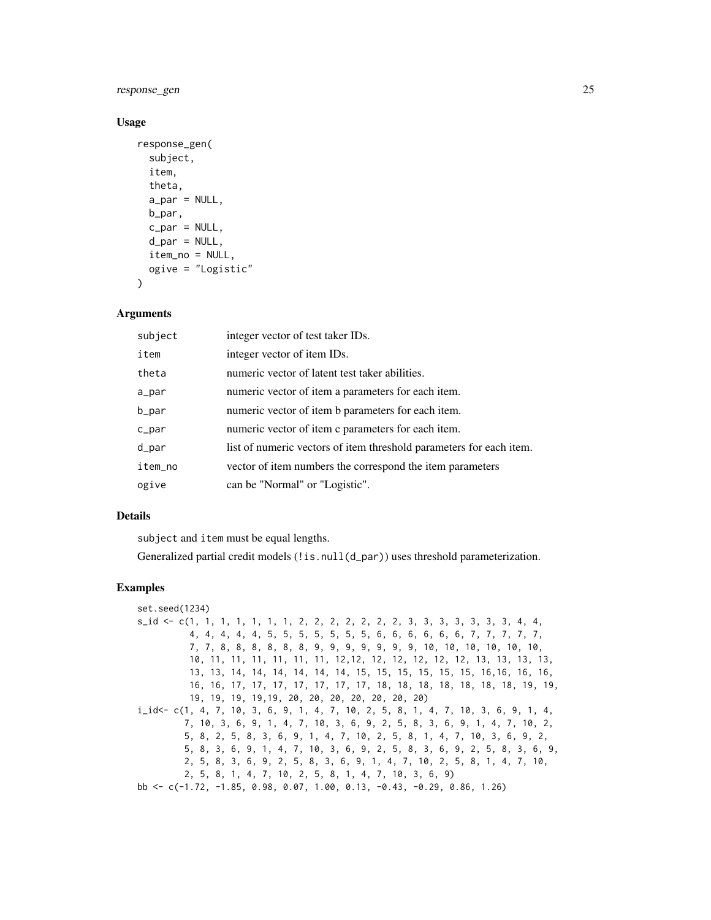### Usage

```
response_gen(
  subject,
  item,
  theta,
  a_par = NULL,
  b_par,
  c_par = NULL,
  d_par = NULL,
  item_no = NULL,
  ogive = "Logistic"
)
```

### Arguments

| | |
|---|---|
| subject | integer vector of test taker IDs. |
| item | integer vector of item IDs. |
| theta | numeric vector of latent test taker abilities. |
| a_par | numeric vector of item a parameters for each item. |
| b_par | numeric vector of item b parameters for each item. |
| c_par | numeric vector of item c parameters for each item. |
| d_par | list of numeric vectors of item threshold parameters for each item. |
| item_no | vector of item numbers the correspond the item parameters |
| ogive | can be "Normal" or "Logistic". |

### Details

`subject` and `item` must be equal lengths.

Generalized partial credit models (`!is.null(d_par)`) uses threshold parameterization.

### Examples

```
set.seed(1234)
s_id <- c(1, 1, 1, 1, 1, 1, 1, 2, 2, 2, 2, 2, 2, 2, 3, 3, 3, 3, 3, 3, 3, 4, 4,
          4, 4, 4, 4, 4, 5, 5, 5, 5, 5, 5, 5, 6, 6, 6, 6, 6, 6, 7, 7, 7, 7, 7,
          7, 7, 8, 8, 8, 8, 8, 8, 9, 9, 9, 9, 9, 9, 9, 10, 10, 10, 10, 10, 10,
          10, 11, 11, 11, 11, 11, 11, 12,12, 12, 12, 12, 12, 12, 13, 13, 13, 13,
          13, 13, 14, 14, 14, 14, 14, 14, 15, 15, 15, 15, 15, 15, 16,16, 16, 16,
          16, 16, 17, 17, 17, 17, 17, 17, 17, 18, 18, 18, 18, 18, 18, 18, 19, 19,
          19, 19, 19, 19,19, 20, 20, 20, 20, 20, 20, 20)
i_id<- c(1, 4, 7, 10, 3, 6, 9, 1, 4, 7, 10, 2, 5, 8, 1, 4, 7, 10, 3, 6, 9, 1, 4,
         7, 10, 3, 6, 9, 1, 4, 7, 10, 3, 6, 9, 2, 5, 8, 3, 6, 9, 1, 4, 7, 10, 2,
         5, 8, 2, 5, 8, 3, 6, 9, 1, 4, 7, 10, 2, 5, 8, 1, 4, 7, 10, 3, 6, 9, 2,
         5, 8, 3, 6, 9, 1, 4, 7, 10, 3, 6, 9, 2, 5, 8, 3, 6, 9, 2, 5, 8, 3, 6, 9,
         2, 5, 8, 3, 6, 9, 2, 5, 8, 3, 6, 9, 1, 4, 7, 10, 2, 5, 8, 1, 4, 7, 10,
         2, 5, 8, 1, 4, 7, 10, 2, 5, 8, 1, 4, 7, 10, 3, 6, 9)
bb <- c(-1.72, -1.85, 0.98, 0.07, 1.00, 0.13, -0.43, -0.29, 0.86, 1.26)
```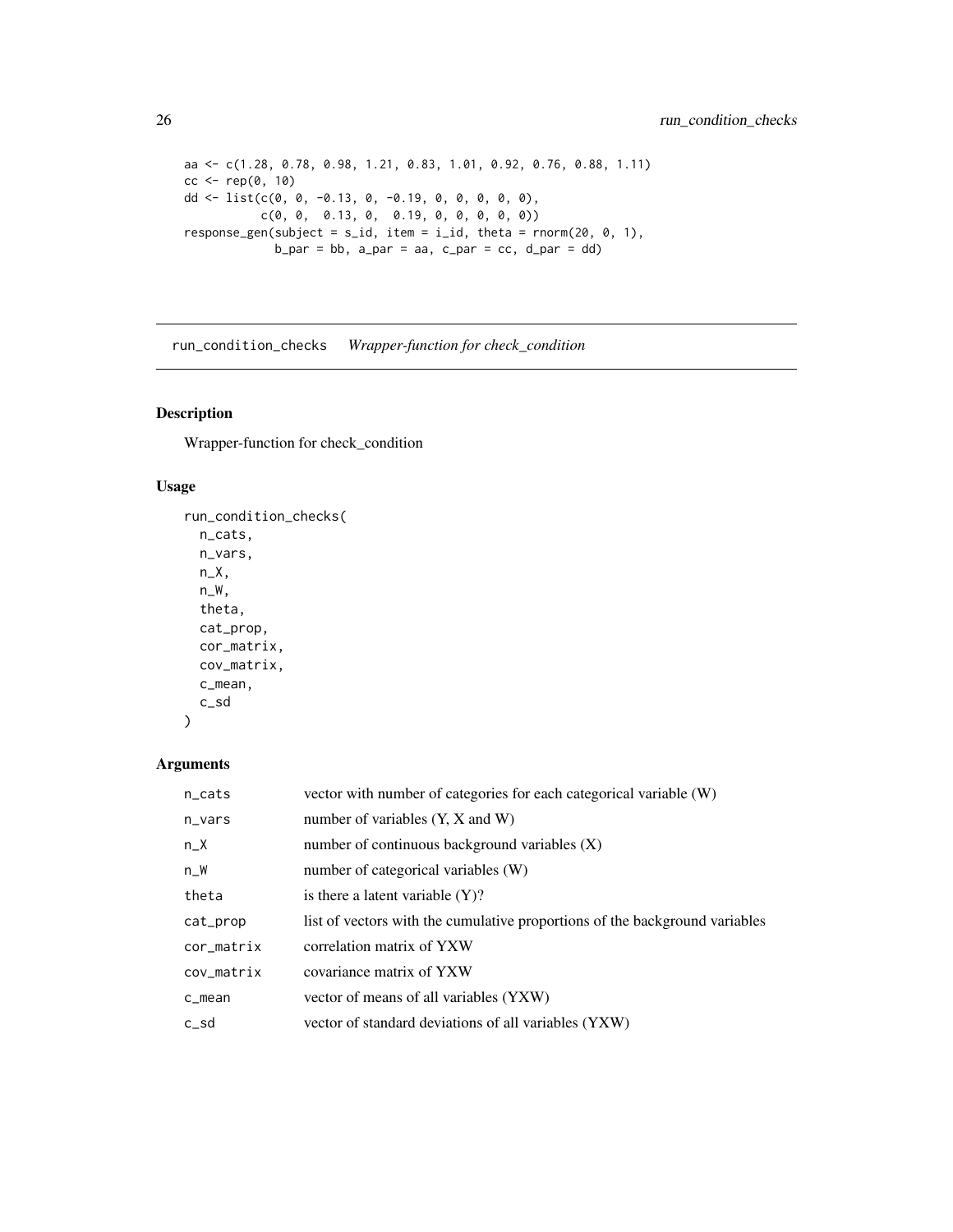```
aa <- c(1.28, 0.78, 0.98, 1.21, 0.83, 1.01, 0.92, 0.76, 0.88, 1.11)
cc <- rep(0, 10)
dd <- list(c(0, 0, -0.13, 0, -0.19, 0, 0, 0, 0, 0),
           c(0, 0,  0.13, 0,  0.19, 0, 0, 0, 0, 0))
response_gen(subject = s_id, item = i_id, theta = rnorm(20, 0, 1),
             b_par = bb, a_par = aa, c_par = cc, d_par = dd)
```

## run_condition_checks *Wrapper-function for check_condition*

### Description

Wrapper-function for check_condition

### Usage

```
run_condition_checks(
  n_cats,
  n_vars,
  n_X,
  n_W,
  theta,
  cat_prop,
  cor_matrix,
  cov_matrix,
  c_mean,
  c_sd
)
```

### Arguments

| | |
|---|---|
| n_cats | vector with number of categories for each categorical variable (W) |
| n_vars | number of variables (Y, X and W) |
| n_X | number of continuous background variables (X) |
| n_W | number of categorical variables (W) |
| theta | is there a latent variable (Y)? |
| cat_prop | list of vectors with the cumulative proportions of the background variables |
| cor_matrix | correlation matrix of YXW |
| cov_matrix | covariance matrix of YXW |
| c_mean | vector of means of all variables (YXW) |
| c_sd | vector of standard deviations of all variables (YXW) |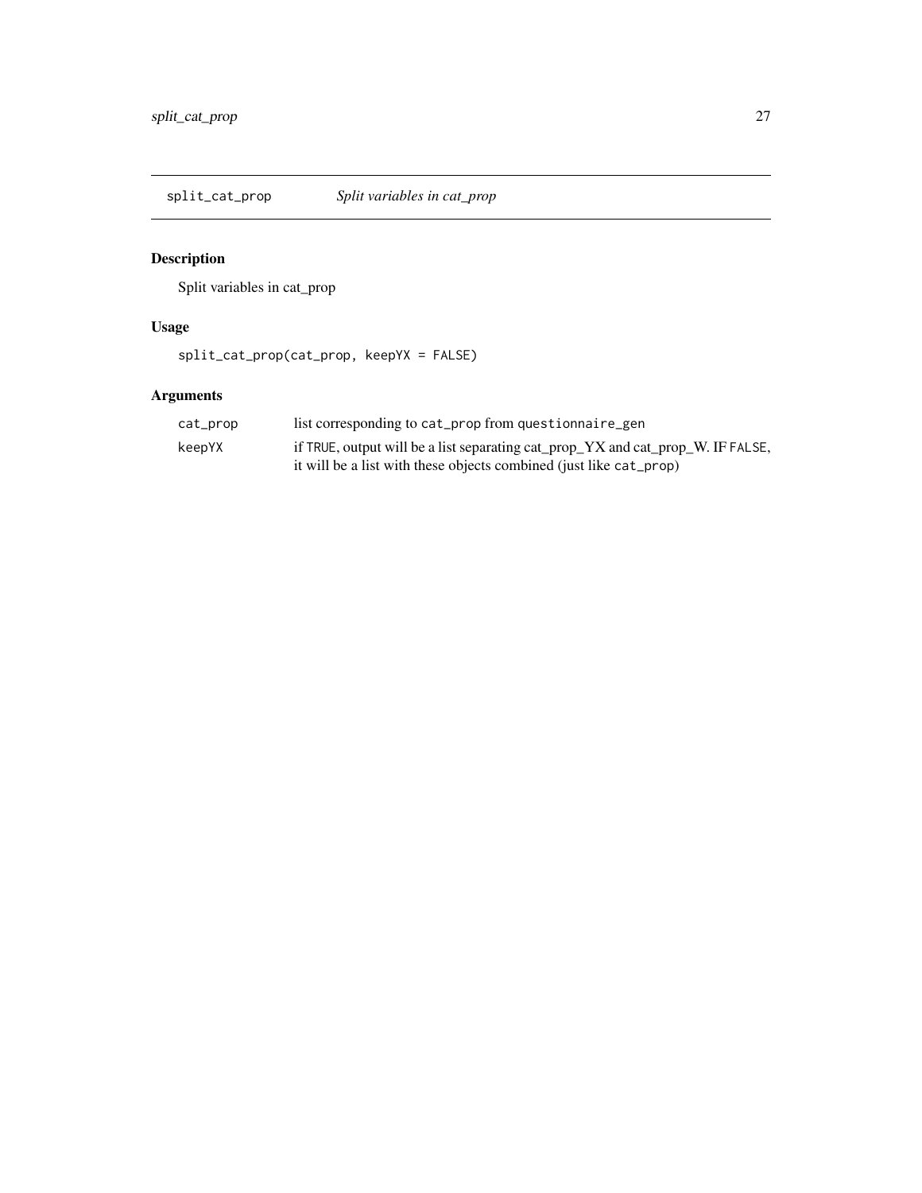## split_cat_prop — *Split variables in cat_prop*

### Description

Split variables in cat_prop

### Usage

```
split_cat_prop(cat_prop, keepYX = FALSE)
```

### Arguments

| | |
|---|---|
| `cat_prop` | list corresponding to `cat_prop` from `questionnaire_gen` |
| `keepYX` | if `TRUE`, output will be a list separating cat_prop_YX and cat_prop_W. IF `FALSE`, it will be a list with these objects combined (just like `cat_prop`) |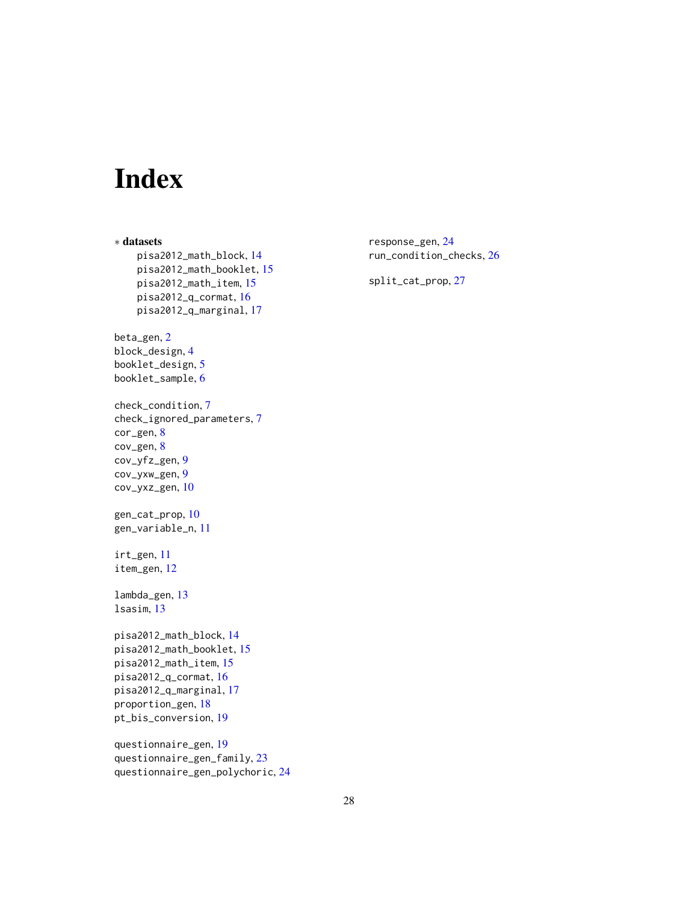# Index

∗ **datasets**

pisa2012_math_block, 14
pisa2012_math_booklet, 15
pisa2012_math_item, 15
pisa2012_q_cormat, 16
pisa2012_q_marginal, 17

beta_gen, 2
block_design, 4
booklet_design, 5
booklet_sample, 6

check_condition, 7
check_ignored_parameters, 7
cor_gen, 8
cov_gen, 8
cov_yfz_gen, 9
cov_yxw_gen, 9
cov_yxz_gen, 10

gen_cat_prop, 10
gen_variable_n, 11

irt_gen, 11
item_gen, 12

lambda_gen, 13
lsasim, 13

pisa2012_math_block, 14
pisa2012_math_booklet, 15
pisa2012_math_item, 15
pisa2012_q_cormat, 16
pisa2012_q_marginal, 17
proportion_gen, 18
pt_bis_conversion, 19

questionnaire_gen, 19
questionnaire_gen_family, 23
questionnaire_gen_polychoric, 24

response_gen, 24
run_condition_checks, 26

split_cat_prop, 27